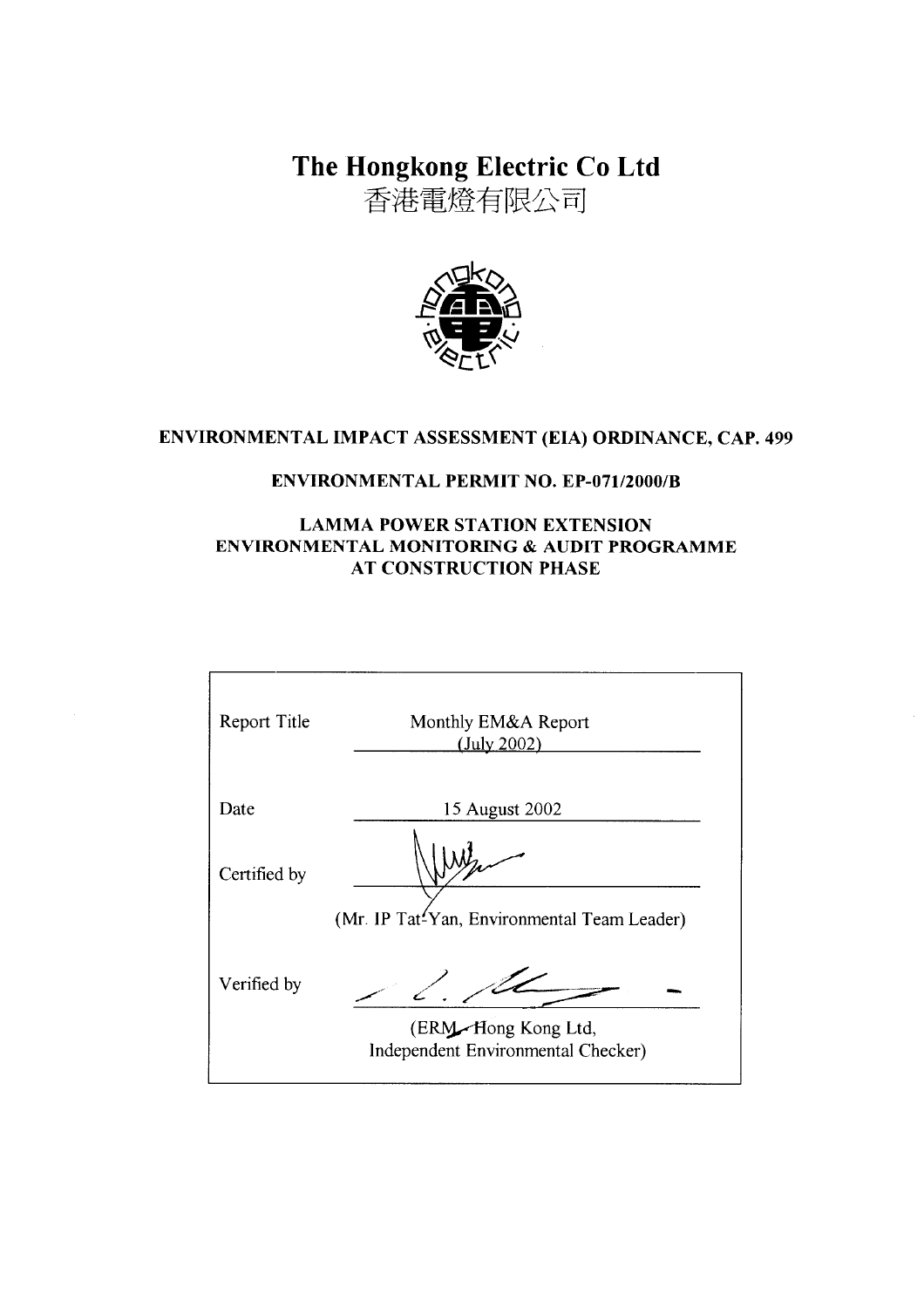# The Hongkong Electric Co Ltd

# 香港電燈有限公司

**ENVIRONMENTAL IMPACT ASSESSMENT (EIA) ORDINANCE, CAP. 499**

**ENVIRONMENTAL PERMIT NO. EP-071/2000/B**

**LAMMA POWER STATION EXTENSION**
**ENVIRONMENTAL MONITORING & AUDIT PROGRAMME**
**AT CONSTRUCTION PHASE**

| | |
|---|---|
| Report Title | Monthly EM&A Report (July 2002) |
| Date | 15 August 2002 |
| Certified by | (Mr. IP Tat-Yan, Environmental Team Leader) |
| Verified by | (ERM-Hong Kong Ltd, Independent Environmental Checker) |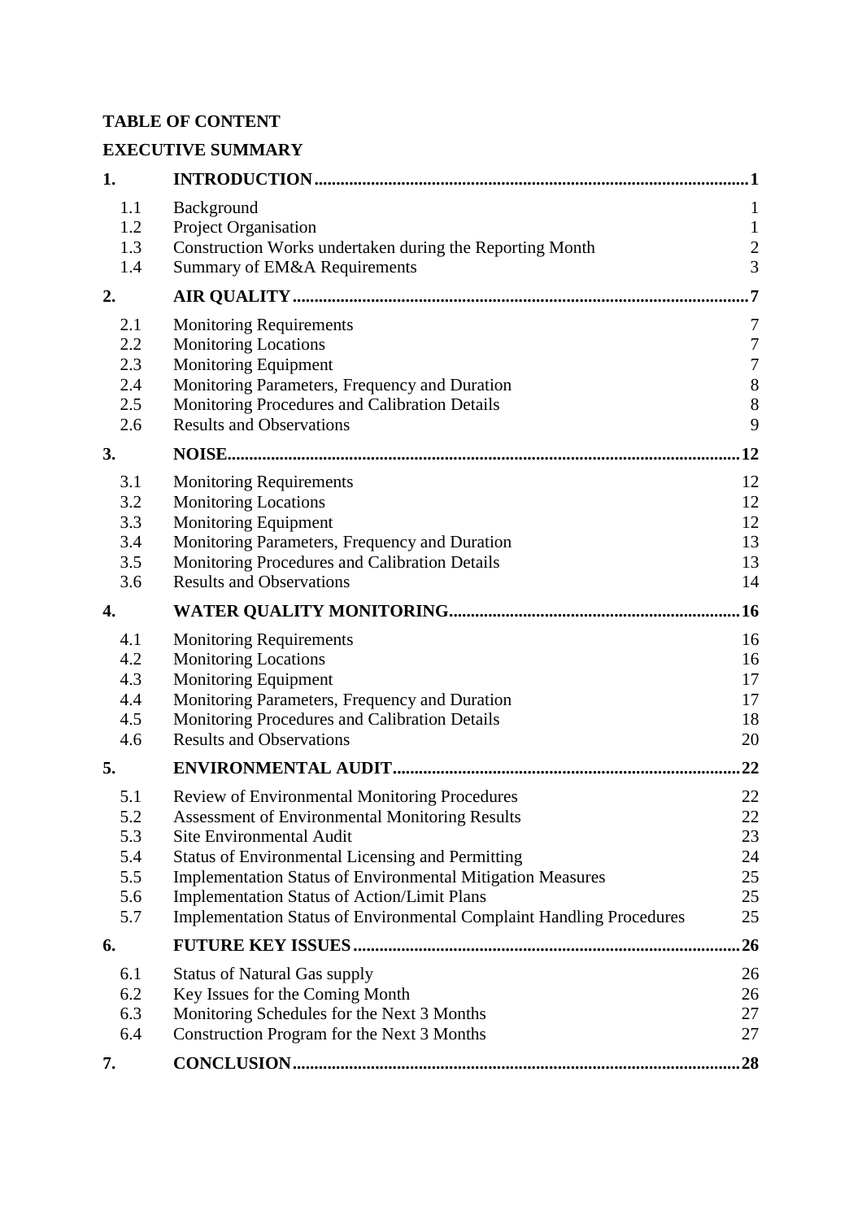**TABLE OF CONTENT**

**EXECUTIVE SUMMARY**

| | | |
|---|---|---|
| **1.** | **INTRODUCTION** | **1** |
| 1.1 | Background | 1 |
| 1.2 | Project Organisation | 1 |
| 1.3 | Construction Works undertaken during the Reporting Month | 2 |
| 1.4 | Summary of EM&A Requirements | 3 |
| **2.** | **AIR QUALITY** | **7** |
| 2.1 | Monitoring Requirements | 7 |
| 2.2 | Monitoring Locations | 7 |
| 2.3 | Monitoring Equipment | 7 |
| 2.4 | Monitoring Parameters, Frequency and Duration | 8 |
| 2.5 | Monitoring Procedures and Calibration Details | 8 |
| 2.6 | Results and Observations | 9 |
| **3.** | **NOISE** | **12** |
| 3.1 | Monitoring Requirements | 12 |
| 3.2 | Monitoring Locations | 12 |
| 3.3 | Monitoring Equipment | 12 |
| 3.4 | Monitoring Parameters, Frequency and Duration | 13 |
| 3.5 | Monitoring Procedures and Calibration Details | 13 |
| 3.6 | Results and Observations | 14 |
| **4.** | **WATER QUALITY MONITORING** | **16** |
| 4.1 | Monitoring Requirements | 16 |
| 4.2 | Monitoring Locations | 16 |
| 4.3 | Monitoring Equipment | 17 |
| 4.4 | Monitoring Parameters, Frequency and Duration | 17 |
| 4.5 | Monitoring Procedures and Calibration Details | 18 |
| 4.6 | Results and Observations | 20 |
| **5.** | **ENVIRONMENTAL AUDIT** | **22** |
| 5.1 | Review of Environmental Monitoring Procedures | 22 |
| 5.2 | Assessment of Environmental Monitoring Results | 22 |
| 5.3 | Site Environmental Audit | 23 |
| 5.4 | Status of Environmental Licensing and Permitting | 24 |
| 5.5 | Implementation Status of Environmental Mitigation Measures | 25 |
| 5.6 | Implementation Status of Action/Limit Plans | 25 |
| 5.7 | Implementation Status of Environmental Complaint Handling Procedures | 25 |
| **6.** | **FUTURE KEY ISSUES** | **26** |
| 6.1 | Status of Natural Gas supply | 26 |
| 6.2 | Key Issues for the Coming Month | 26 |
| 6.3 | Monitoring Schedules for the Next 3 Months | 27 |
| 6.4 | Construction Program for the Next 3 Months | 27 |
| **7.** | **CONCLUSION** | **28** |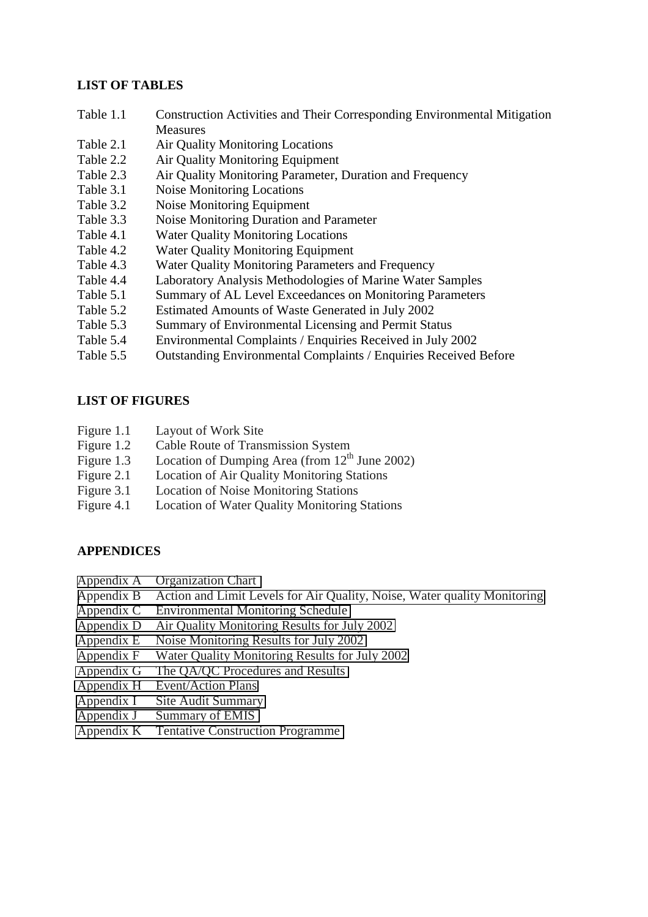**LIST OF TABLES**

| | |
|---|---|
| Table 1.1 | Construction Activities and Their Corresponding Environmental Mitigation Measures |
| Table 2.1 | Air Quality Monitoring Locations |
| Table 2.2 | Air Quality Monitoring Equipment |
| Table 2.3 | Air Quality Monitoring Parameter, Duration and Frequency |
| Table 3.1 | Noise Monitoring Locations |
| Table 3.2 | Noise Monitoring Equipment |
| Table 3.3 | Noise Monitoring Duration and Parameter |
| Table 4.1 | Water Quality Monitoring Locations |
| Table 4.2 | Water Quality Monitoring Equipment |
| Table 4.3 | Water Quality Monitoring Parameters and Frequency |
| Table 4.4 | Laboratory Analysis Methodologies of Marine Water Samples |
| Table 5.1 | Summary of AL Level Exceedances on Monitoring Parameters |
| Table 5.2 | Estimated Amounts of Waste Generated in July 2002 |
| Table 5.3 | Summary of Environmental Licensing and Permit Status |
| Table 5.4 | Environmental Complaints / Enquiries Received in July 2002 |
| Table 5.5 | Outstanding Environmental Complaints / Enquiries Received Before |

**LIST OF FIGURES**

| | |
|---|---|
| Figure 1.1 | Layout of Work Site |
| Figure 1.2 | Cable Route of Transmission System |
| Figure 1.3 | Location of Dumping Area (from 12th June 2002) |
| Figure 2.1 | Location of Air Quality Monitoring Stations |
| Figure 3.1 | Location of Noise Monitoring Stations |
| Figure 4.1 | Location of Water Quality Monitoring Stations |

**APPENDICES**

| | |
|---|---|
| Appendix A | Organization Chart |
| Appendix B | Action and Limit Levels for Air Quality, Noise, Water quality Monitoring |
| Appendix C | Environmental Monitoring Schedule |
| Appendix D | Air Quality Monitoring Results for July 2002 |
| Appendix E | Noise Monitoring Results for July 2002 |
| Appendix F | Water Quality Monitoring Results for July 2002 |
| Appendix G | The QA/QC Procedures and Results |
| Appendix H | Event/Action Plans |
| Appendix I | Site Audit Summary |
| Appendix J | Summary of EMIS |
| Appendix K | Tentative Construction Programme |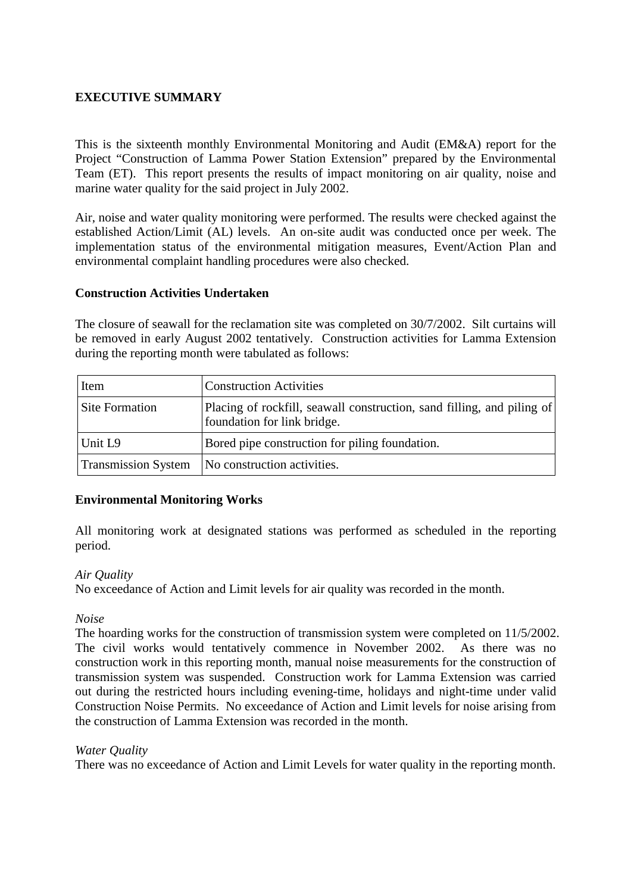## EXECUTIVE SUMMARY

This is the sixteenth monthly Environmental Monitoring and Audit (EM&A) report for the Project "Construction of Lamma Power Station Extension" prepared by the Environmental Team (ET). This report presents the results of impact monitoring on air quality, noise and marine water quality for the said project in July 2002.

Air, noise and water quality monitoring were performed. The results were checked against the established Action/Limit (AL) levels. An on-site audit was conducted once per week. The implementation status of the environmental mitigation measures, Event/Action Plan and environmental complaint handling procedures were also checked.

### Construction Activities Undertaken

The closure of seawall for the reclamation site was completed on 30/7/2002. Silt curtains will be removed in early August 2002 tentatively. Construction activities for Lamma Extension during the reporting month were tabulated as follows:

| Item | Construction Activities |
|---|---|
| Site Formation | Placing of rockfill, seawall construction, sand filling, and piling of foundation for link bridge. |
| Unit L9 | Bored pipe construction for piling foundation. |
| Transmission System | No construction activities. |

### Environmental Monitoring Works

All monitoring work at designated stations was performed as scheduled in the reporting period.

*Air Quality*
No exceedance of Action and Limit levels for air quality was recorded in the month.

*Noise*
The hoarding works for the construction of transmission system were completed on 11/5/2002. The civil works would tentatively commence in November 2002. As there was no construction work in this reporting month, manual noise measurements for the construction of transmission system was suspended. Construction work for Lamma Extension was carried out during the restricted hours including evening-time, holidays and night-time under valid Construction Noise Permits. No exceedance of Action and Limit levels for noise arising from the construction of Lamma Extension was recorded in the month.

*Water Quality*
There was no exceedance of Action and Limit Levels for water quality in the reporting month.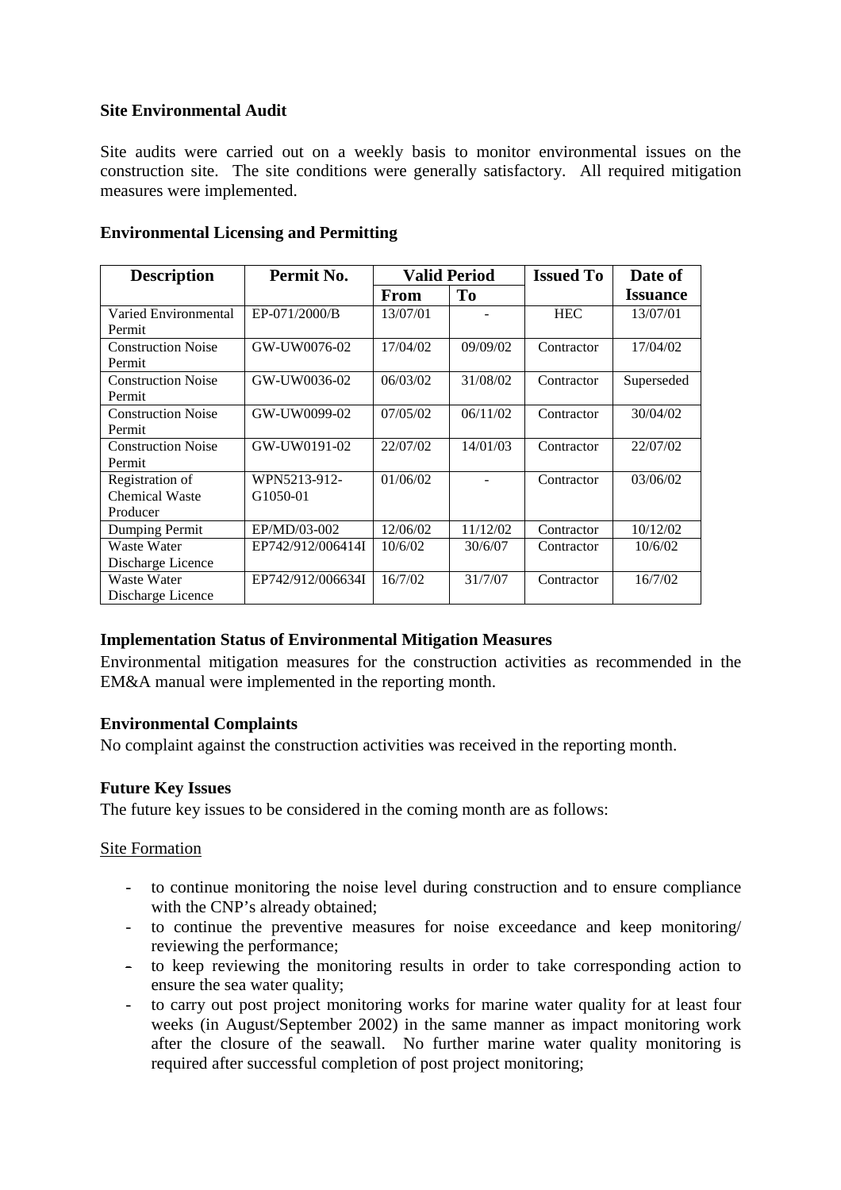**Site Environmental Audit**

Site audits were carried out on a weekly basis to monitor environmental issues on the construction site. The site conditions were generally satisfactory. All required mitigation measures were implemented.

**Environmental Licensing and Permitting**

| Description | Permit No. | Valid Period | | Issued To | Date of Issuance |
|---|---|---|---|---|---|
| | | From | To | | |
| Varied Environmental Permit | EP-071/2000/B | 13/07/01 | - | HEC | 13/07/01 |
| Construction Noise Permit | GW-UW0076-02 | 17/04/02 | 09/09/02 | Contractor | 17/04/02 |
| Construction Noise Permit | GW-UW0036-02 | 06/03/02 | 31/08/02 | Contractor | Superseded |
| Construction Noise Permit | GW-UW0099-02 | 07/05/02 | 06/11/02 | Contractor | 30/04/02 |
| Construction Noise Permit | GW-UW0191-02 | 22/07/02 | 14/01/03 | Contractor | 22/07/02 |
| Registration of Chemical Waste Producer | WPN5213-912-G1050-01 | 01/06/02 | - | Contractor | 03/06/02 |
| Dumping Permit | EP/MD/03-002 | 12/06/02 | 11/12/02 | Contractor | 10/12/02 |
| Waste Water Discharge Licence | EP742/912/006414I | 10/6/02 | 30/6/07 | Contractor | 10/6/02 |
| Waste Water Discharge Licence | EP742/912/006634I | 16/7/02 | 31/7/07 | Contractor | 16/7/02 |

**Implementation Status of Environmental Mitigation Measures**

Environmental mitigation measures for the construction activities as recommended in the EM&A manual were implemented in the reporting month.

**Environmental Complaints**

No complaint against the construction activities was received in the reporting month.

**Future Key Issues**

The future key issues to be considered in the coming month are as follows:

Site Formation

- to continue monitoring the noise level during construction and to ensure compliance with the CNP's already obtained;
- to continue the preventive measures for noise exceedance and keep monitoring/ reviewing the performance;
- to keep reviewing the monitoring results in order to take corresponding action to ensure the sea water quality;
- to carry out post project monitoring works for marine water quality for at least four weeks (in August/September 2002) in the same manner as impact monitoring work after the closure of the seawall. No further marine water quality monitoring is required after successful completion of post project monitoring;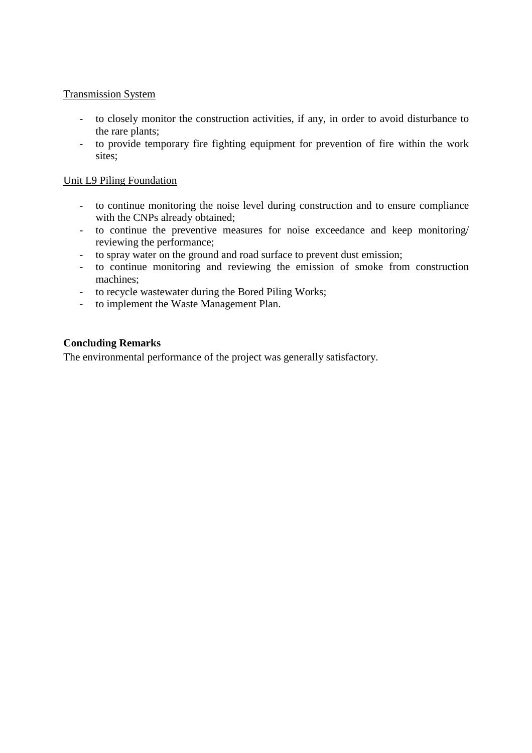Transmission System

- to closely monitor the construction activities, if any, in order to avoid disturbance to the rare plants;
- to provide temporary fire fighting equipment for prevention of fire within the work sites;

Unit L9 Piling Foundation

- to continue monitoring the noise level during construction and to ensure compliance with the CNPs already obtained;
- to continue the preventive measures for noise exceedance and keep monitoring/ reviewing the performance;
- to spray water on the ground and road surface to prevent dust emission;
- to continue monitoring and reviewing the emission of smoke from construction machines;
- to recycle wastewater during the Bored Piling Works;
- to implement the Waste Management Plan.

**Concluding Remarks**

The environmental performance of the project was generally satisfactory.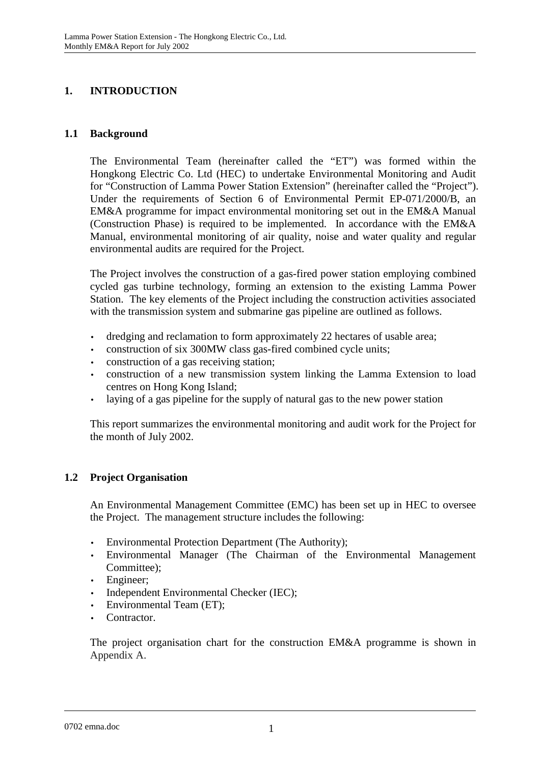# 1. INTRODUCTION

## 1.1 Background

The Environmental Team (hereinafter called the "ET") was formed within the Hongkong Electric Co. Ltd (HEC) to undertake Environmental Monitoring and Audit for "Construction of Lamma Power Station Extension" (hereinafter called the "Project"). Under the requirements of Section 6 of Environmental Permit EP-071/2000/B, an EM&A programme for impact environmental monitoring set out in the EM&A Manual (Construction Phase) is required to be implemented. In accordance with the EM&A Manual, environmental monitoring of air quality, noise and water quality and regular environmental audits are required for the Project.

The Project involves the construction of a gas-fired power station employing combined cycled gas turbine technology, forming an extension to the existing Lamma Power Station. The key elements of the Project including the construction activities associated with the transmission system and submarine gas pipeline are outlined as follows.

- dredging and reclamation to form approximately 22 hectares of usable area;
- construction of six 300MW class gas-fired combined cycle units;
- construction of a gas receiving station;
- construction of a new transmission system linking the Lamma Extension to load centres on Hong Kong Island;
- laying of a gas pipeline for the supply of natural gas to the new power station

This report summarizes the environmental monitoring and audit work for the Project for the month of July 2002.

## 1.2 Project Organisation

An Environmental Management Committee (EMC) has been set up in HEC to oversee the Project. The management structure includes the following:

- Environmental Protection Department (The Authority);
- Environmental Manager (The Chairman of the Environmental Management Committee);
- Engineer;
- Independent Environmental Checker (IEC);
- Environmental Team (ET);
- Contractor.

The project organisation chart for the construction EM&A programme is shown in Appendix A.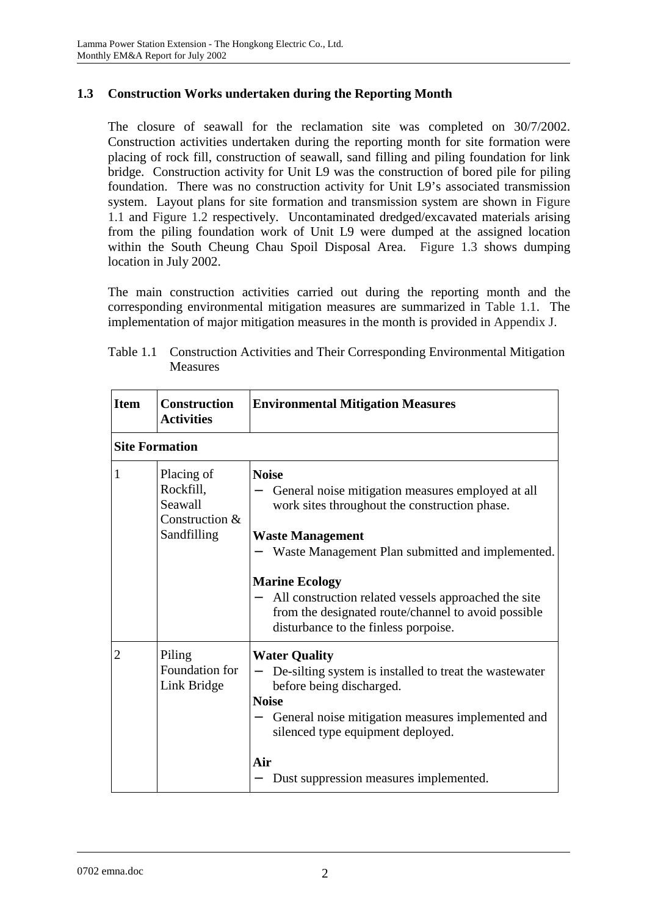### 1.3 Construction Works undertaken during the Reporting Month

The closure of seawall for the reclamation site was completed on 30/7/2002. Construction activities undertaken during the reporting month for site formation were placing of rock fill, construction of seawall, sand filling and piling foundation for link bridge. Construction activity for Unit L9 was the construction of bored pile for piling foundation. There was no construction activity for Unit L9's associated transmission system. Layout plans for site formation and transmission system are shown in Figure 1.1 and Figure 1.2 respectively. Uncontaminated dredged/excavated materials arising from the piling foundation work of Unit L9 were dumped at the assigned location within the South Cheung Chau Spoil Disposal Area. Figure 1.3 shows dumping location in July 2002.

The main construction activities carried out during the reporting month and the corresponding environmental mitigation measures are summarized in Table 1.1. The implementation of major mitigation measures in the month is provided in Appendix J.

Table 1.1 Construction Activities and Their Corresponding Environmental Mitigation Measures

| Item | Construction Activities | Environmental Mitigation Measures |
|---|---|---|
| **Site Formation** | | |
| 1 | Placing of Rockfill, Seawall Construction & Sandfilling | **Noise**<br>– General noise mitigation measures employed at all work sites throughout the construction phase.<br><br>**Waste Management**<br>– Waste Management Plan submitted and implemented.<br><br>**Marine Ecology**<br>– All construction related vessels approached the site from the designated route/channel to avoid possible disturbance to the finless porpoise. |
| 2 | Piling Foundation for Link Bridge | **Water Quality**<br>– De-silting system is installed to treat the wastewater before being discharged.<br>**Noise**<br>– General noise mitigation measures implemented and silenced type equipment deployed.<br><br>**Air**<br>– Dust suppression measures implemented. |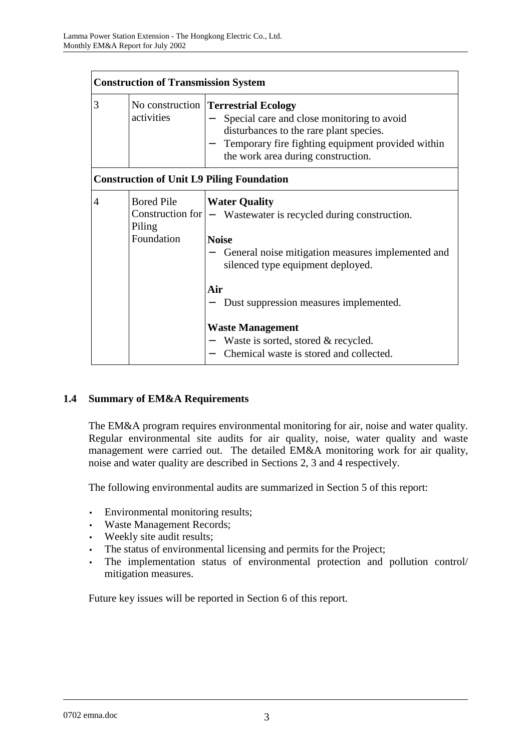| Construction of Transmission System | | |
|---|---|---|
| 3 | No construction activities | **Terrestrial Ecology**<br>− Special care and close monitoring to avoid disturbances to the rare plant species.<br>− Temporary fire fighting equipment provided within the work area during construction. |
| **Construction of Unit L9 Piling Foundation** | | |
| 4 | Bored Pile Construction for Piling Foundation | **Water Quality**<br>− Wastewater is recycled during construction.<br><br>**Noise**<br>− General noise mitigation measures implemented and silenced type equipment deployed.<br><br>**Air**<br>− Dust suppression measures implemented.<br><br>**Waste Management**<br>− Waste is sorted, stored & recycled.<br>− Chemical waste is stored and collected. |

## 1.4 Summary of EM&A Requirements

The EM&A program requires environmental monitoring for air, noise and water quality. Regular environmental site audits for air quality, noise, water quality and waste management were carried out. The detailed EM&A monitoring work for air quality, noise and water quality are described in Sections 2, 3 and 4 respectively.

The following environmental audits are summarized in Section 5 of this report:

- Environmental monitoring results;
- Waste Management Records;
- Weekly site audit results;
- The status of environmental licensing and permits for the Project;
- The implementation status of environmental protection and pollution control/ mitigation measures.

Future key issues will be reported in Section 6 of this report.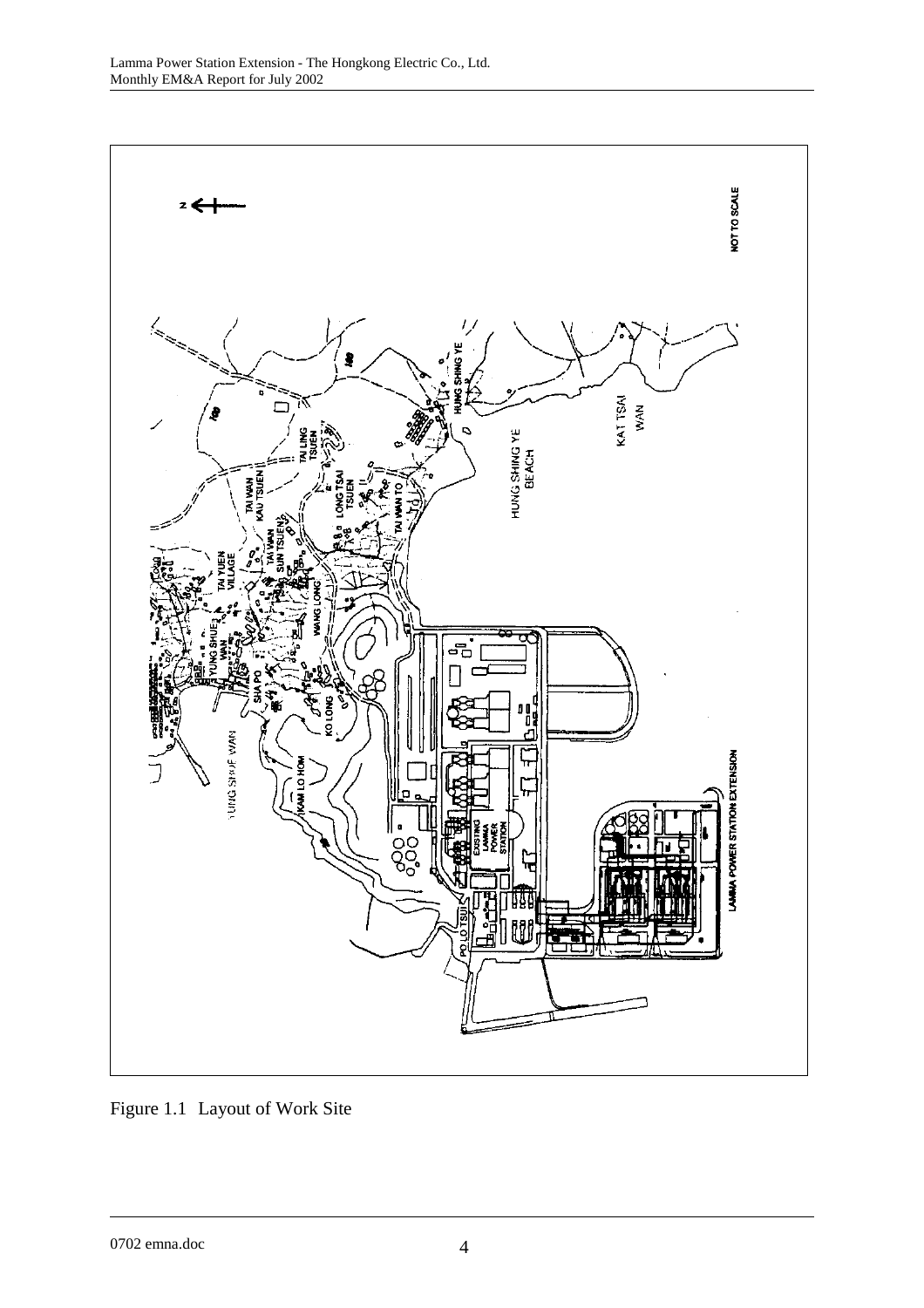Figure 1.1 Layout of Work Site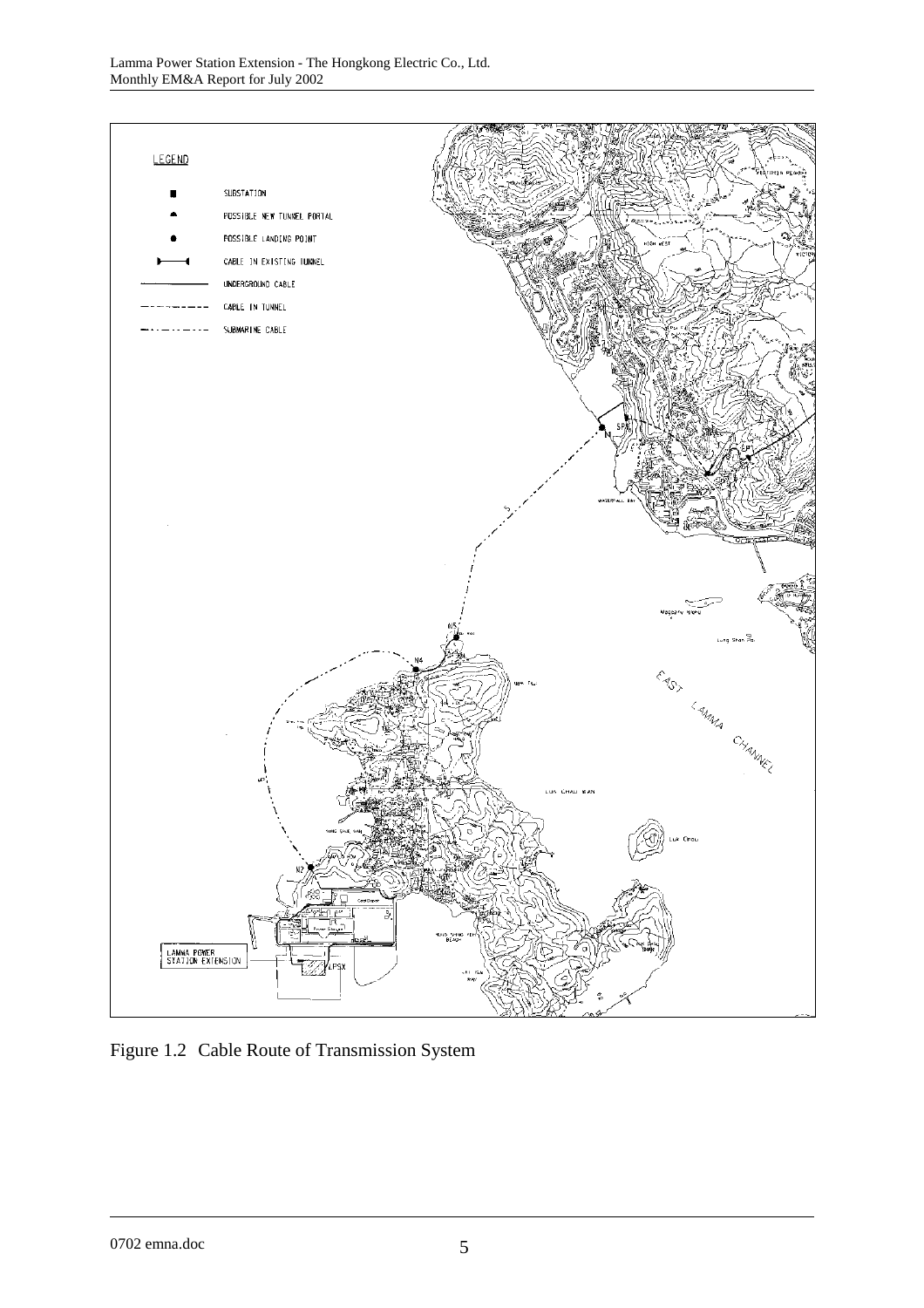Figure 1.2 Cable Route of Transmission System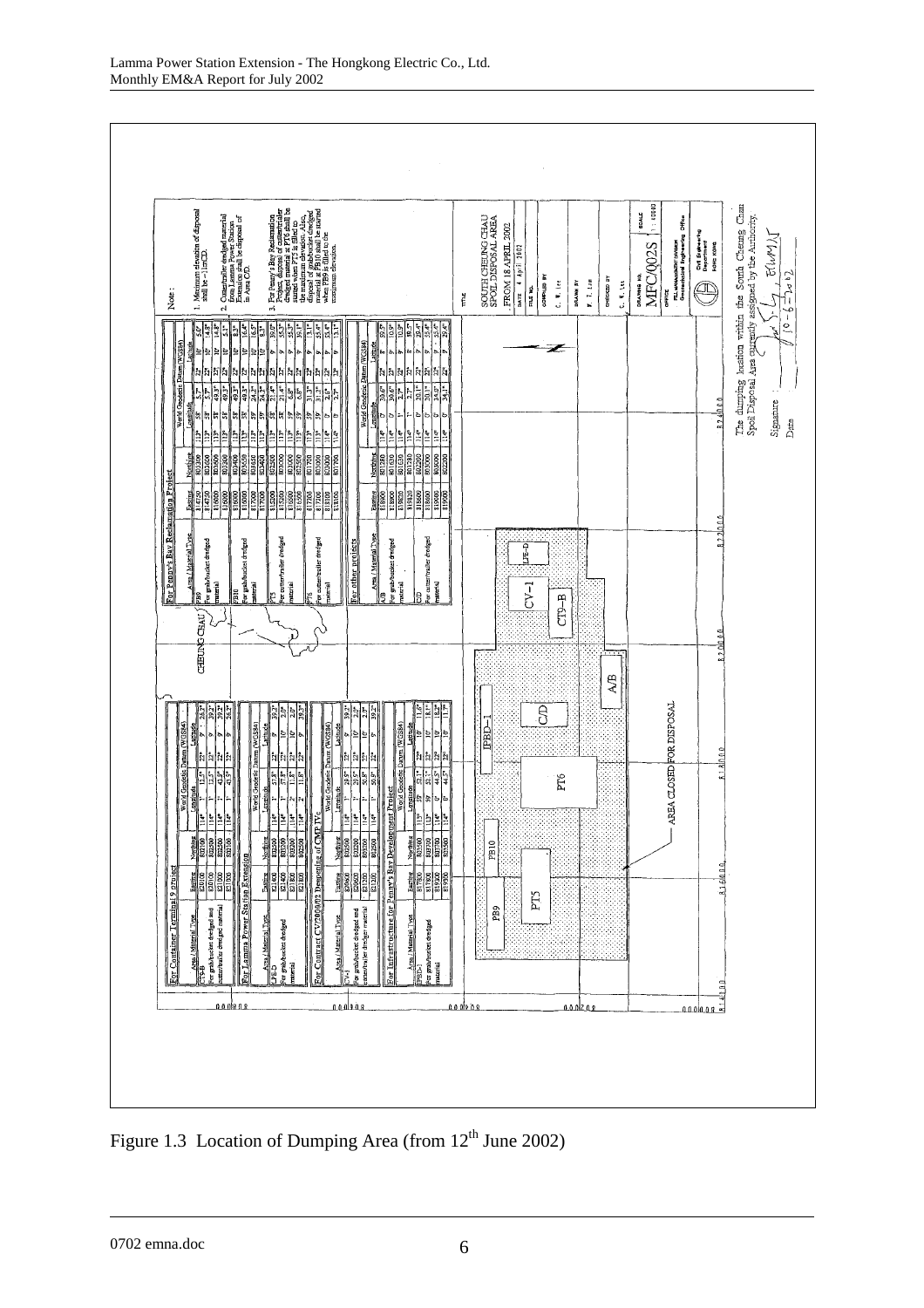Figure 1.3 Location of Dumping Area (from 12[th] June 2002)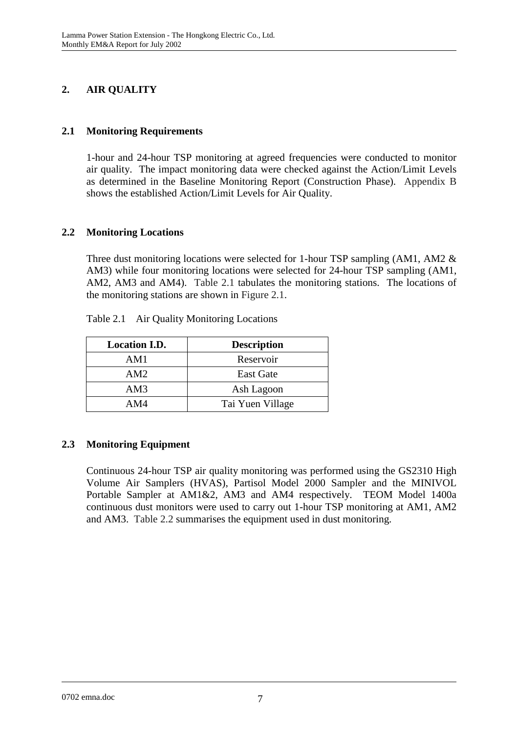## 2. AIR QUALITY

### 2.1 Monitoring Requirements

1-hour and 24-hour TSP monitoring at agreed frequencies were conducted to monitor air quality. The impact monitoring data were checked against the Action/Limit Levels as determined in the Baseline Monitoring Report (Construction Phase). Appendix B shows the established Action/Limit Levels for Air Quality.

### 2.2 Monitoring Locations

Three dust monitoring locations were selected for 1-hour TSP sampling (AM1, AM2 & AM3) while four monitoring locations were selected for 24-hour TSP sampling (AM1, AM2, AM3 and AM4). Table 2.1 tabulates the monitoring stations. The locations of the monitoring stations are shown in Figure 2.1.

Table 2.1 Air Quality Monitoring Locations

| Location I.D. | Description |
|---|---|
| AM1 | Reservoir |
| AM2 | East Gate |
| AM3 | Ash Lagoon |
| AM4 | Tai Yuen Village |

### 2.3 Monitoring Equipment

Continuous 24-hour TSP air quality monitoring was performed using the GS2310 High Volume Air Samplers (HVAS), Partisol Model 2000 Sampler and the MINIVOL Portable Sampler at AM1&2, AM3 and AM4 respectively. TEOM Model 1400a continuous dust monitors were used to carry out 1-hour TSP monitoring at AM1, AM2 and AM3. Table 2.2 summarises the equipment used in dust monitoring.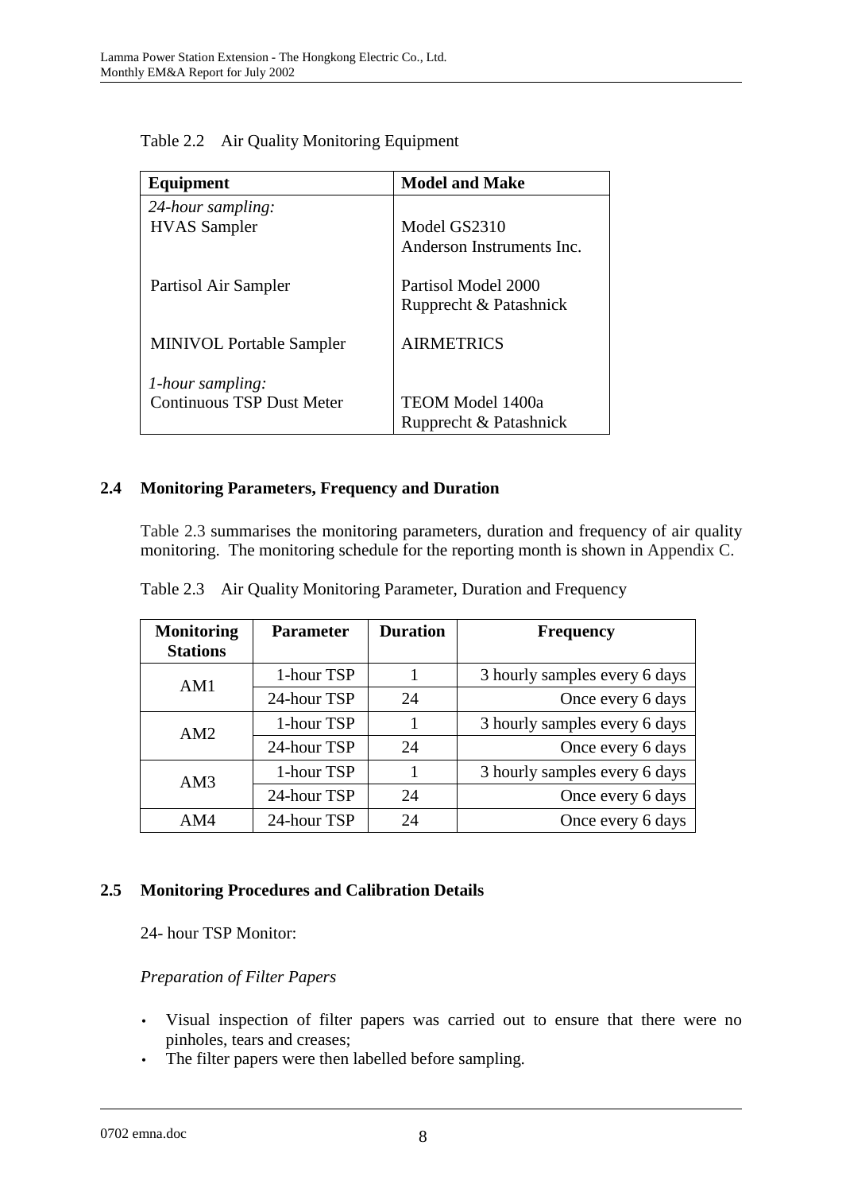Table 2.2 Air Quality Monitoring Equipment

| Equipment | Model and Make |
|---|---|
| *24-hour sampling:* | |
| HVAS Sampler | Model GS2310<br>Anderson Instruments Inc. |
| Partisol Air Sampler | Partisol Model 2000<br>Rupprecht & Patashnick |
| MINIVOL Portable Sampler | AIRMETRICS |
| *1-hour sampling:* | |
| Continuous TSP Dust Meter | TEOM Model 1400a<br>Rupprecht & Patashnick |

## 2.4 Monitoring Parameters, Frequency and Duration

Table 2.3 summarises the monitoring parameters, duration and frequency of air quality monitoring. The monitoring schedule for the reporting month is shown in Appendix C.

Table 2.3 Air Quality Monitoring Parameter, Duration and Frequency

| Monitoring Stations | Parameter | Duration | Frequency |
|---|---|---|---|
| AM1 | 1-hour TSP | 1 | 3 hourly samples every 6 days |
| | 24-hour TSP | 24 | Once every 6 days |
| AM2 | 1-hour TSP | 1 | 3 hourly samples every 6 days |
| | 24-hour TSP | 24 | Once every 6 days |
| AM3 | 1-hour TSP | 1 | 3 hourly samples every 6 days |
| | 24-hour TSP | 24 | Once every 6 days |
| AM4 | 24-hour TSP | 24 | Once every 6 days |

## 2.5 Monitoring Procedures and Calibration Details

24- hour TSP Monitor:

*Preparation of Filter Papers*

- Visual inspection of filter papers was carried out to ensure that there were no pinholes, tears and creases;
- The filter papers were then labelled before sampling.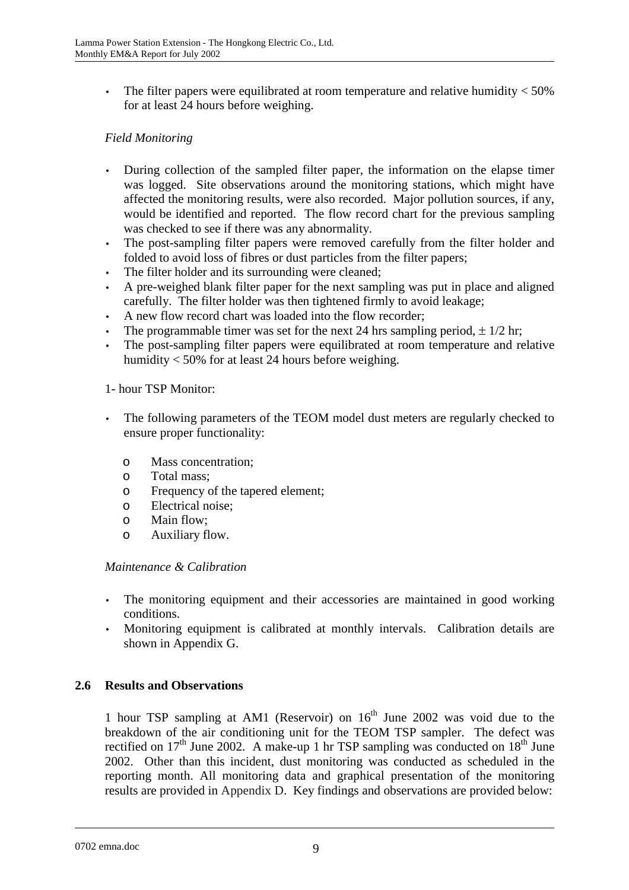- The filter papers were equilibrated at room temperature and relative humidity < 50% for at least 24 hours before weighing.

*Field Monitoring*

- During collection of the sampled filter paper, the information on the elapse timer was logged. Site observations around the monitoring stations, which might have affected the monitoring results, were also recorded. Major pollution sources, if any, would be identified and reported. The flow record chart for the previous sampling was checked to see if there was any abnormality.
- The post-sampling filter papers were removed carefully from the filter holder and folded to avoid loss of fibres or dust particles from the filter papers;
- The filter holder and its surrounding were cleaned;
- A pre-weighed blank filter paper for the next sampling was put in place and aligned carefully. The filter holder was then tightened firmly to avoid leakage;
- A new flow record chart was loaded into the flow recorder;
- The programmable timer was set for the next 24 hrs sampling period, ± 1/2 hr;
- The post-sampling filter papers were equilibrated at room temperature and relative humidity < 50% for at least 24 hours before weighing.

1- hour TSP Monitor:

- The following parameters of the TEOM model dust meters are regularly checked to ensure proper functionality:
  - Mass concentration;
  - Total mass;
  - Frequency of the tapered element;
  - Electrical noise;
  - Main flow;
  - Auxiliary flow.

*Maintenance & Calibration*

- The monitoring equipment and their accessories are maintained in good working conditions.
- Monitoring equipment is calibrated at monthly intervals. Calibration details are shown in Appendix G.

## 2.6 Results and Observations

1 hour TSP sampling at AM1 (Reservoir) on 16th June 2002 was void due to the breakdown of the air conditioning unit for the TEOM TSP sampler. The defect was rectified on 17th June 2002. A make-up 1 hr TSP sampling was conducted on 18th June 2002. Other than this incident, dust monitoring was conducted as scheduled in the reporting month. All monitoring data and graphical presentation of the monitoring results are provided in Appendix D. Key findings and observations are provided below: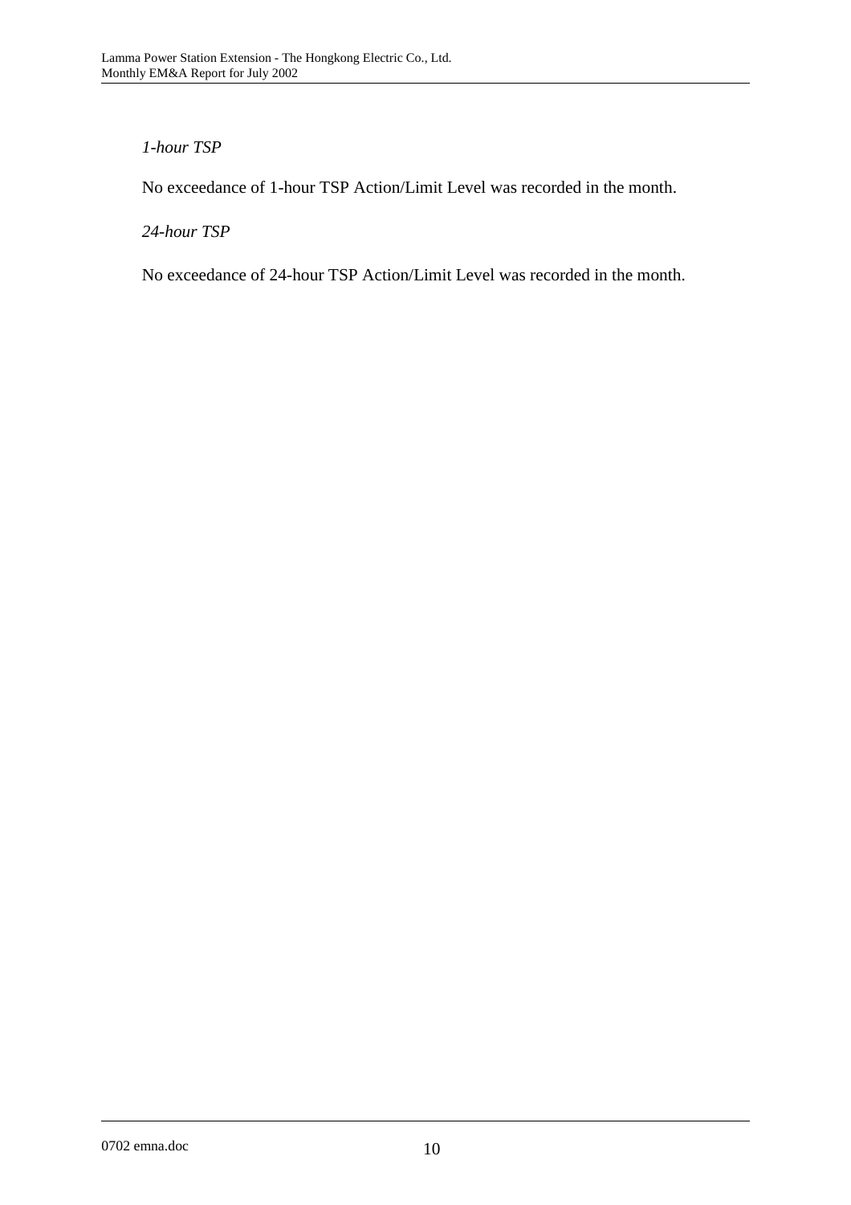*1-hour TSP*

No exceedance of 1-hour TSP Action/Limit Level was recorded in the month.

*24-hour TSP*

No exceedance of 24-hour TSP Action/Limit Level was recorded in the month.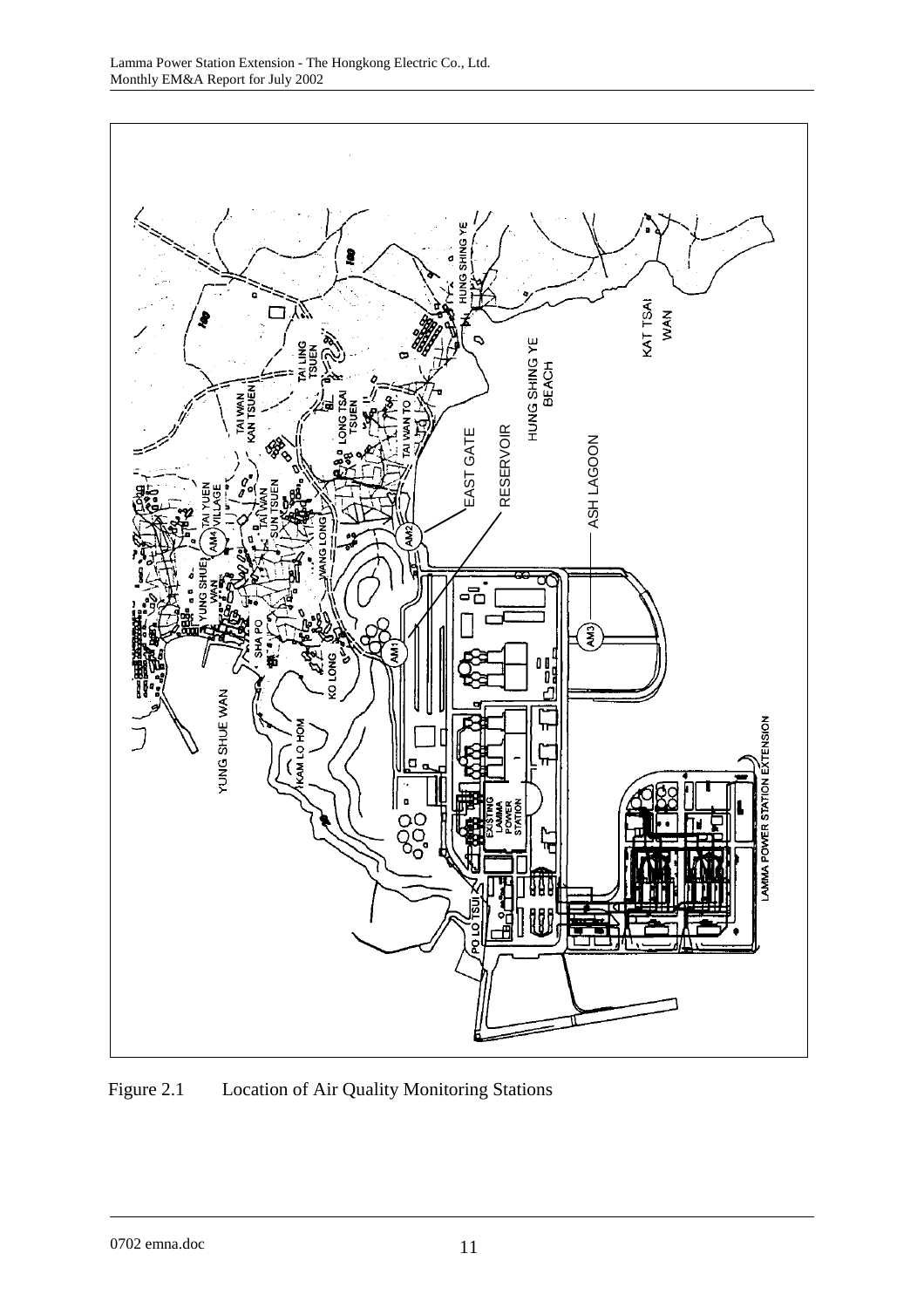Figure 2.1 Location of Air Quality Monitoring Stations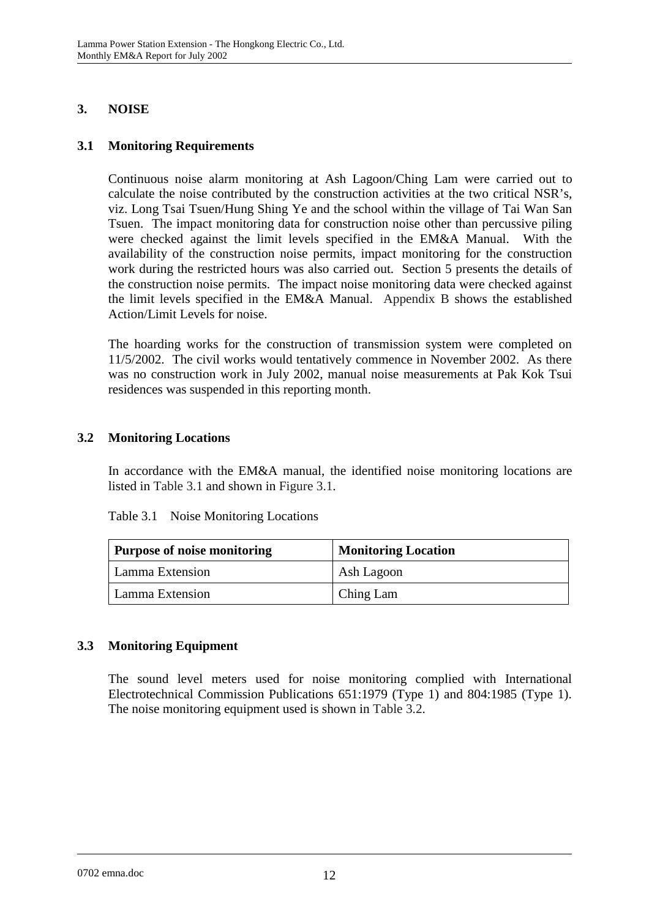## 3. NOISE

### 3.1 Monitoring Requirements

Continuous noise alarm monitoring at Ash Lagoon/Ching Lam were carried out to calculate the noise contributed by the construction activities at the two critical NSR's, viz. Long Tsai Tsuen/Hung Shing Ye and the school within the village of Tai Wan San Tsuen. The impact monitoring data for construction noise other than percussive piling were checked against the limit levels specified in the EM&A Manual. With the availability of the construction noise permits, impact monitoring for the construction work during the restricted hours was also carried out. Section 5 presents the details of the construction noise permits. The impact noise monitoring data were checked against the limit levels specified in the EM&A Manual. Appendix B shows the established Action/Limit Levels for noise.

The hoarding works for the construction of transmission system were completed on 11/5/2002. The civil works would tentatively commence in November 2002. As there was no construction work in July 2002, manual noise measurements at Pak Kok Tsui residences was suspended in this reporting month.

### 3.2 Monitoring Locations

In accordance with the EM&A manual, the identified noise monitoring locations are listed in Table 3.1 and shown in Figure 3.1.

Table 3.1 Noise Monitoring Locations

| Purpose of noise monitoring | Monitoring Location |
|---|---|
| Lamma Extension | Ash Lagoon |
| Lamma Extension | Ching Lam |

### 3.3 Monitoring Equipment

The sound level meters used for noise monitoring complied with International Electrotechnical Commission Publications 651:1979 (Type 1) and 804:1985 (Type 1). The noise monitoring equipment used is shown in Table 3.2.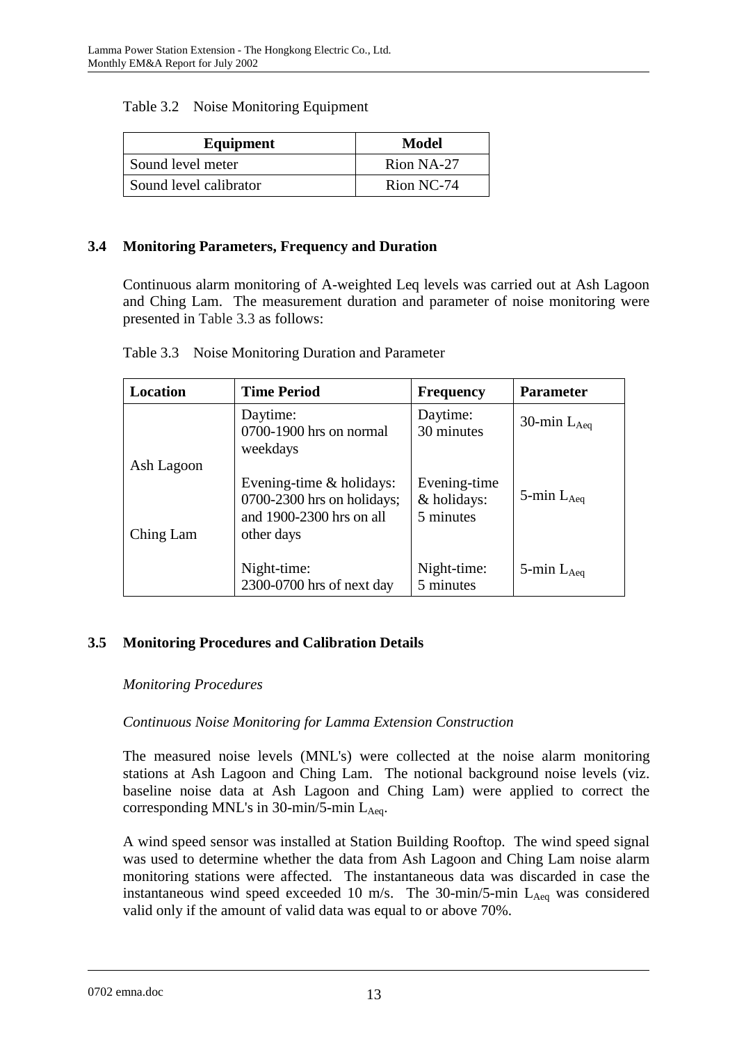Table 3.2 Noise Monitoring Equipment

| Equipment | Model |
| --- | --- |
| Sound level meter | Rion NA-27 |
| Sound level calibrator | Rion NC-74 |

## 3.4 Monitoring Parameters, Frequency and Duration

Continuous alarm monitoring of A-weighted Leq levels was carried out at Ash Lagoon and Ching Lam. The measurement duration and parameter of noise monitoring were presented in Table 3.3 as follows:

Table 3.3 Noise Monitoring Duration and Parameter

| Location | Time Period | Frequency | Parameter |
| --- | --- | --- | --- |
| Ash Lagoon<br><br>Ching Lam | Daytime:<br>0700-1900 hrs on normal weekdays | Daytime:<br>30 minutes | 30-min $L_{Aeq}$ |
| | Evening-time & holidays:<br>0700-2300 hrs on holidays; and 1900-2300 hrs on all other days | Evening-time & holidays:<br>5 minutes | 5-min $L_{Aeq}$ |
| | Night-time:<br>2300-0700 hrs of next day | Night-time:<br>5 minutes | 5-min $L_{Aeq}$ |

## 3.5 Monitoring Procedures and Calibration Details

*Monitoring Procedures*

*Continuous Noise Monitoring for Lamma Extension Construction*

The measured noise levels (MNL's) were collected at the noise alarm monitoring stations at Ash Lagoon and Ching Lam. The notional background noise levels (viz. baseline noise data at Ash Lagoon and Ching Lam) were applied to correct the corresponding MNL's in 30-min/5-min $L_{Aeq}$.

A wind speed sensor was installed at Station Building Rooftop. The wind speed signal was used to determine whether the data from Ash Lagoon and Ching Lam noise alarm monitoring stations were affected. The instantaneous data was discarded in case the instantaneous wind speed exceeded 10 m/s. The 30-min/5-min $L_{Aeq}$ was considered valid only if the amount of valid data was equal to or above 70%.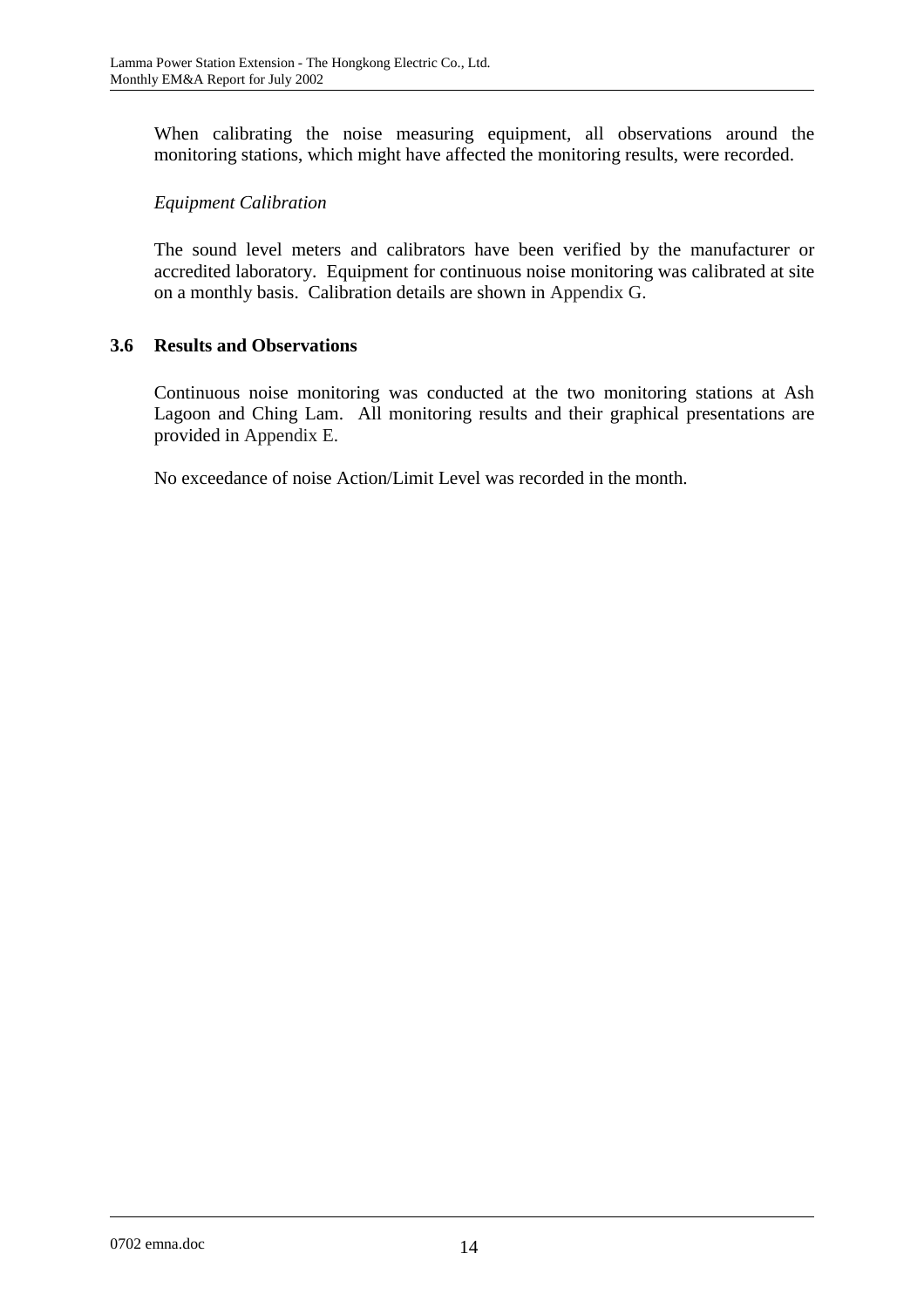When calibrating the noise measuring equipment, all observations around the monitoring stations, which might have affected the monitoring results, were recorded.

*Equipment Calibration*

The sound level meters and calibrators have been verified by the manufacturer or accredited laboratory. Equipment for continuous noise monitoring was calibrated at site on a monthly basis. Calibration details are shown in Appendix G.

### 3.6 Results and Observations

Continuous noise monitoring was conducted at the two monitoring stations at Ash Lagoon and Ching Lam. All monitoring results and their graphical presentations are provided in Appendix E.

No exceedance of noise Action/Limit Level was recorded in the month.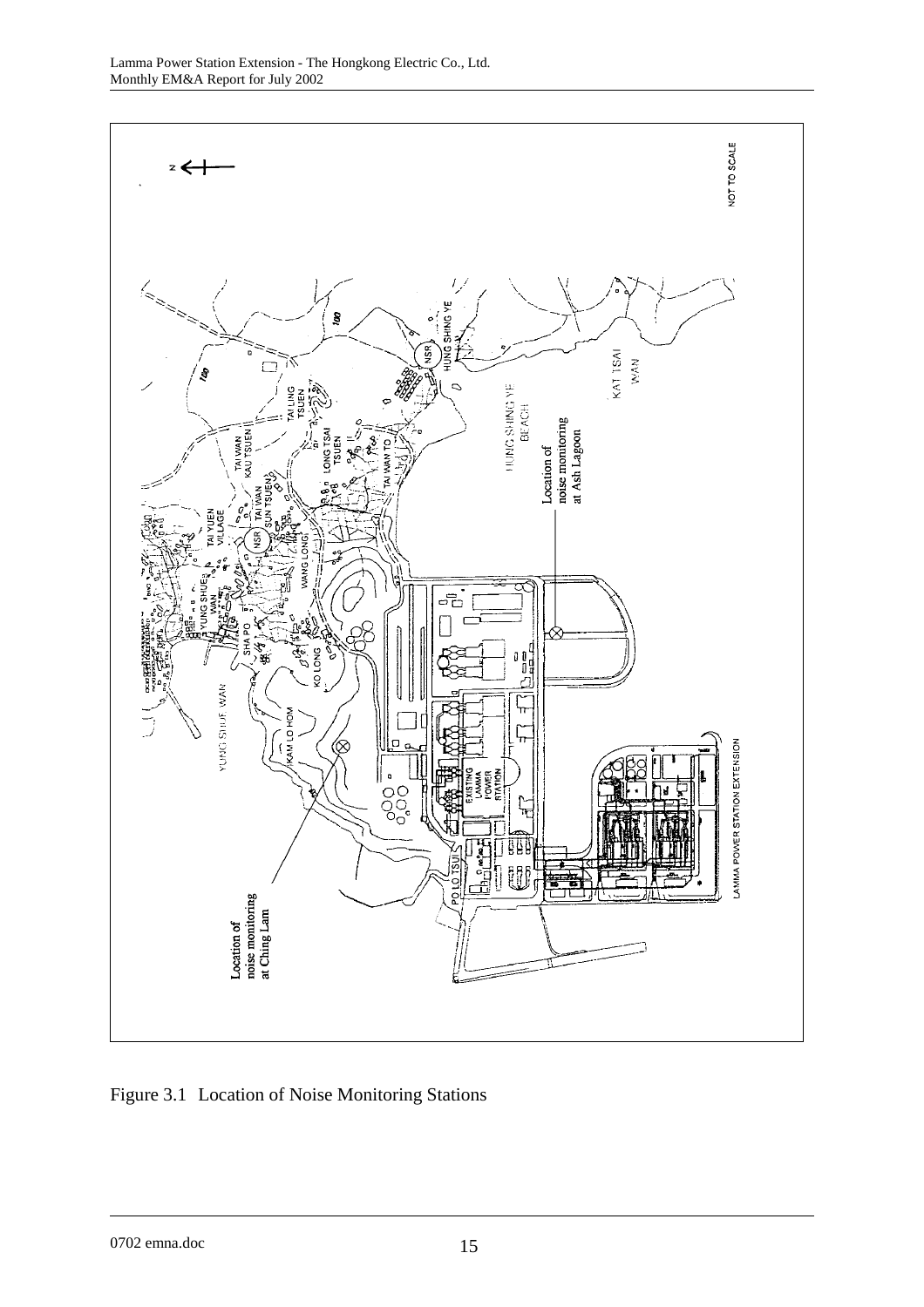NOT TO SCALE

HUNG SHING YE

NSR

KAT TSAI WAN

TAI LING TSUEN

HUNG SHING YE BEACH

TAI WAN KAU TSUEN

LONG TSAI TSUEN

TAI WAN TO

Location of noise monitoring at Ash Lagoon

TAI YUEN VILLAGE

TAI WAN SUN TSUEN

NSR

WANG LONG

YUNG SHUE WAN

SHA PO

KO LONG

YUNG SHUE WAN

KAM LO HOM

EXISTING LAMMA POWER STATION

LAMMA POWER STATION EXTENSION

PO LO TSUI

Location of noise monitoring at Ching Lam

Figure 3.1 Location of Noise Monitoring Stations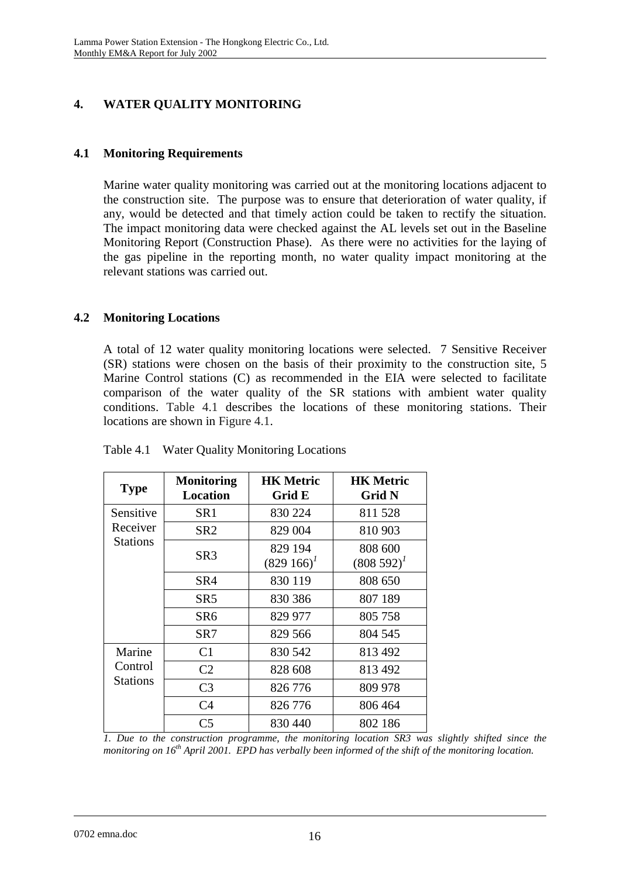## 4. WATER QUALITY MONITORING

### 4.1 Monitoring Requirements

Marine water quality monitoring was carried out at the monitoring locations adjacent to the construction site. The purpose was to ensure that deterioration of water quality, if any, would be detected and that timely action could be taken to rectify the situation. The impact monitoring data were checked against the AL levels set out in the Baseline Monitoring Report (Construction Phase). As there were no activities for the laying of the gas pipeline in the reporting month, no water quality impact monitoring at the relevant stations was carried out.

### 4.2 Monitoring Locations

A total of 12 water quality monitoring locations were selected. 7 Sensitive Receiver (SR) stations were chosen on the basis of their proximity to the construction site, 5 Marine Control stations (C) as recommended in the EIA were selected to facilitate comparison of the water quality of the SR stations with ambient water quality conditions. Table 4.1 describes the locations of these monitoring stations. Their locations are shown in Figure 4.1.

Table 4.1 Water Quality Monitoring Locations

| Type | Monitoring Location | HK Metric Grid E | HK Metric Grid N |
|---|---|---|---|
| Sensitive Receiver Stations | SR1 | 830 224 | 811 528 |
| | SR2 | 829 004 | 810 903 |
| | SR3 | 829 194 (829 166)[1] | 808 600 (808 592)[1] |
| | SR4 | 830 119 | 808 650 |
| | SR5 | 830 386 | 807 189 |
| | SR6 | 829 977 | 805 758 |
| | SR7 | 829 566 | 804 545 |
| Marine Control Stations | C1 | 830 542 | 813 492 |
| | C2 | 828 608 | 813 492 |
| | C3 | 826 776 | 809 978 |
| | C4 | 826 776 | 806 464 |
| | C5 | 830 440 | 802 186 |

*1. Due to the construction programme, the monitoring location SR3 was slightly shifted since the monitoring on 16th April 2001. EPD has verbally been informed of the shift of the monitoring location.*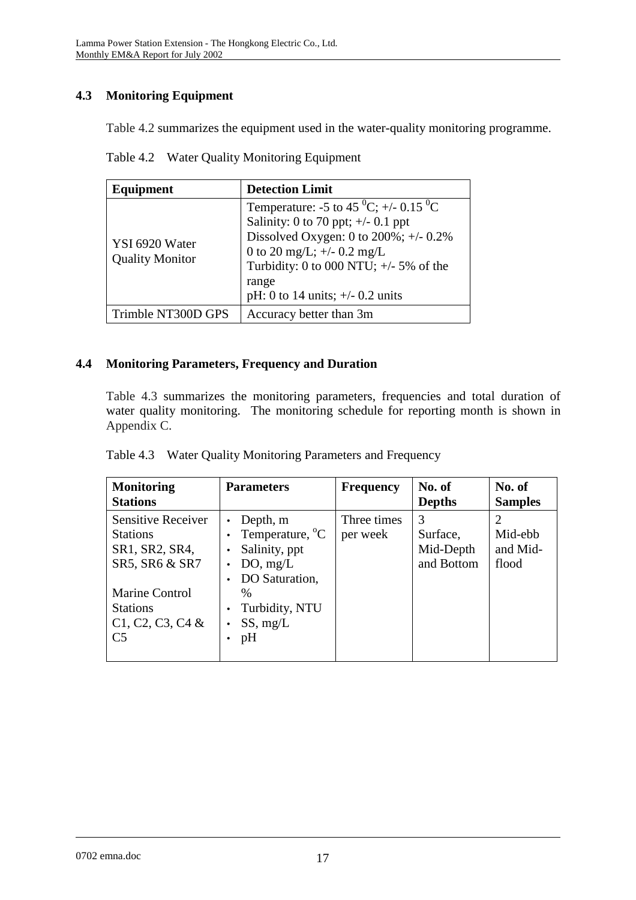## 4.3 Monitoring Equipment

Table 4.2 summarizes the equipment used in the water-quality monitoring programme.

Table 4.2 Water Quality Monitoring Equipment

| Equipment | Detection Limit |
| --- | --- |
| YSI 6920 Water Quality Monitor | Temperature: -5 to 45 $^{0}$C; +/- 0.15 $^{0}$C<br>Salinity: 0 to 70 ppt; +/- 0.1 ppt<br>Dissolved Oxygen: 0 to 200%; +/- 0.2%<br>0 to 20 mg/L; +/- 0.2 mg/L<br>Turbidity: 0 to 000 NTU; +/- 5% of the range<br>pH: 0 to 14 units; +/- 0.2 units |
| Trimble NT300D GPS | Accuracy better than 3m |

## 4.4 Monitoring Parameters, Frequency and Duration

Table 4.3 summarizes the monitoring parameters, frequencies and total duration of water quality monitoring. The monitoring schedule for reporting month is shown in Appendix C.

Table 4.3 Water Quality Monitoring Parameters and Frequency

| Monitoring Stations | Parameters | Frequency | No. of Depths | No. of Samples |
| --- | --- | --- | --- | --- |
| Sensitive Receiver Stations SR1, SR2, SR4, SR5, SR6 & SR7<br><br>Marine Control Stations C1, C2, C3, C4 & C5 | • Depth, m<br>• Temperature, $^{o}$C<br>• Salinity, ppt<br>• DO, mg/L<br>• DO Saturation, %<br>• Turbidity, NTU<br>• SS, mg/L<br>• pH | Three times per week | 3<br>Surface, Mid-Depth and Bottom | 2<br>Mid-ebb and Mid-flood |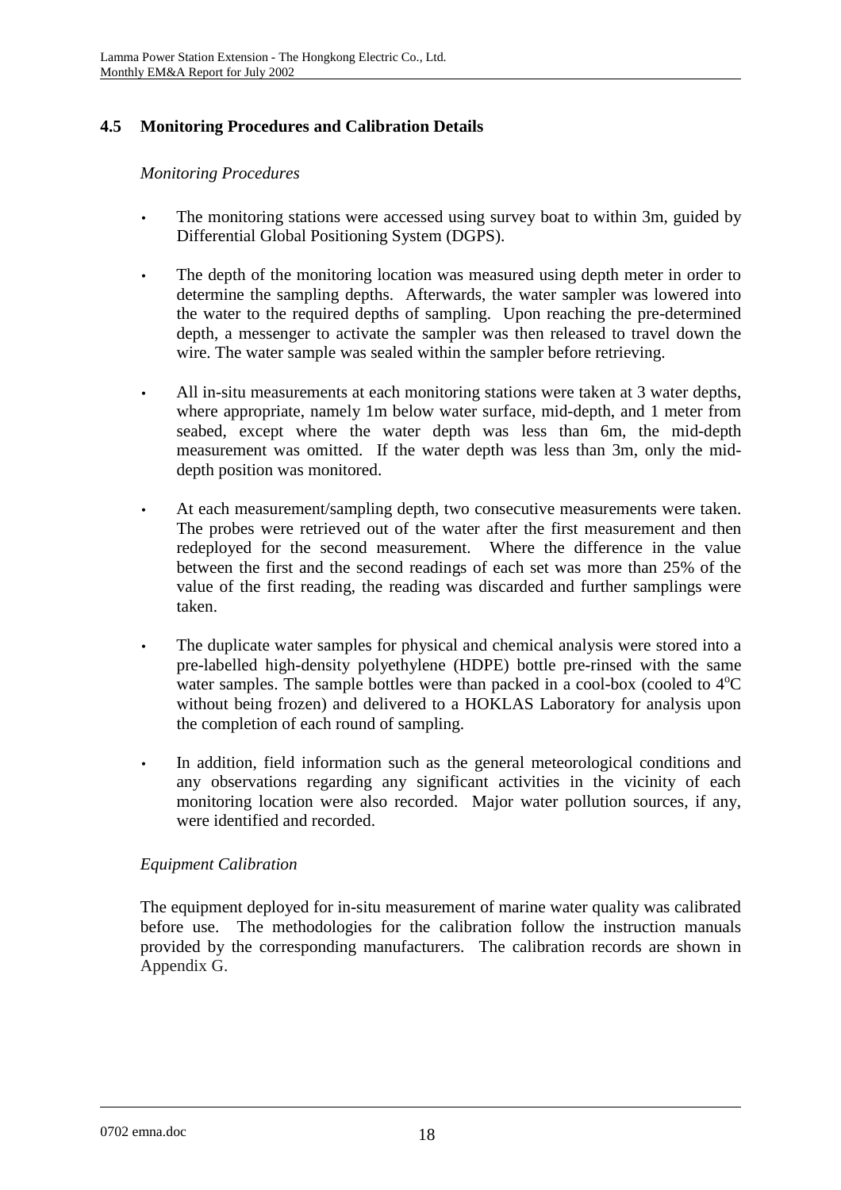## 4.5 Monitoring Procedures and Calibration Details

*Monitoring Procedures*

- The monitoring stations were accessed using survey boat to within 3m, guided by Differential Global Positioning System (DGPS).
- The depth of the monitoring location was measured using depth meter in order to determine the sampling depths. Afterwards, the water sampler was lowered into the water to the required depths of sampling. Upon reaching the pre-determined depth, a messenger to activate the sampler was then released to travel down the wire. The water sample was sealed within the sampler before retrieving.
- All in-situ measurements at each monitoring stations were taken at 3 water depths, where appropriate, namely 1m below water surface, mid-depth, and 1 meter from seabed, except where the water depth was less than 6m, the mid-depth measurement was omitted. If the water depth was less than 3m, only the mid-depth position was monitored.
- At each measurement/sampling depth, two consecutive measurements were taken. The probes were retrieved out of the water after the first measurement and then redeployed for the second measurement. Where the difference in the value between the first and the second readings of each set was more than 25% of the value of the first reading, the reading was discarded and further samplings were taken.
- The duplicate water samples for physical and chemical analysis were stored into a pre-labelled high-density polyethylene (HDPE) bottle pre-rinsed with the same water samples. The sample bottles were than packed in a cool-box (cooled to $4^{o}C$ without being frozen) and delivered to a HOKLAS Laboratory for analysis upon the completion of each round of sampling.
- In addition, field information such as the general meteorological conditions and any observations regarding any significant activities in the vicinity of each monitoring location were also recorded. Major water pollution sources, if any, were identified and recorded.

*Equipment Calibration*

The equipment deployed for in-situ measurement of marine water quality was calibrated before use. The methodologies for the calibration follow the instruction manuals provided by the corresponding manufacturers. The calibration records are shown in Appendix G.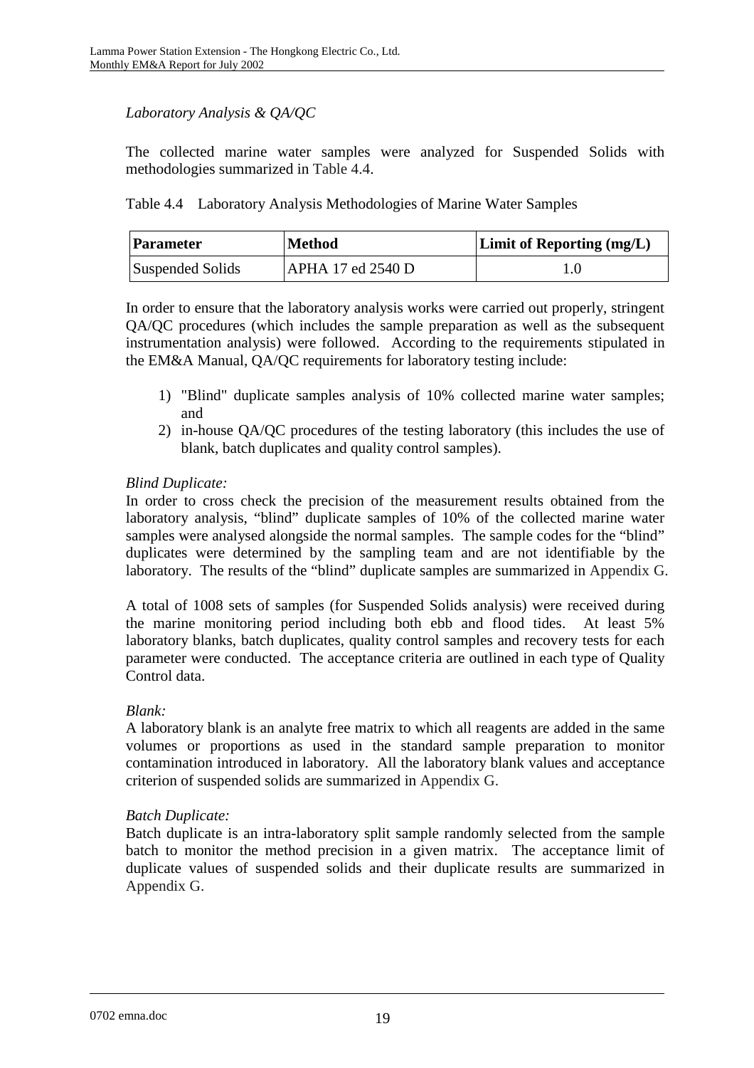*Laboratory Analysis & QA/QC*

The collected marine water samples were analyzed for Suspended Solids with methodologies summarized in Table 4.4.

Table 4.4 Laboratory Analysis Methodologies of Marine Water Samples

| Parameter | Method | Limit of Reporting (mg/L) |
|---|---|---|
| Suspended Solids | APHA 17 ed 2540 D | 1.0 |

In order to ensure that the laboratory analysis works were carried out properly, stringent QA/QC procedures (which includes the sample preparation as well as the subsequent instrumentation analysis) were followed. According to the requirements stipulated in the EM&A Manual, QA/QC requirements for laboratory testing include:

1) "Blind" duplicate samples analysis of 10% collected marine water samples; and
2) in-house QA/QC procedures of the testing laboratory (this includes the use of blank, batch duplicates and quality control samples).

*Blind Duplicate:*
In order to cross check the precision of the measurement results obtained from the laboratory analysis, "blind" duplicate samples of 10% of the collected marine water samples were analysed alongside the normal samples. The sample codes for the "blind" duplicates were determined by the sampling team and are not identifiable by the laboratory. The results of the "blind" duplicate samples are summarized in Appendix G.

A total of 1008 sets of samples (for Suspended Solids analysis) were received during the marine monitoring period including both ebb and flood tides. At least 5% laboratory blanks, batch duplicates, quality control samples and recovery tests for each parameter were conducted. The acceptance criteria are outlined in each type of Quality Control data.

*Blank:*
A laboratory blank is an analyte free matrix to which all reagents are added in the same volumes or proportions as used in the standard sample preparation to monitor contamination introduced in laboratory. All the laboratory blank values and acceptance criterion of suspended solids are summarized in Appendix G.

*Batch Duplicate:*
Batch duplicate is an intra-laboratory split sample randomly selected from the sample batch to monitor the method precision in a given matrix. The acceptance limit of duplicate values of suspended solids and their duplicate results are summarized in Appendix G.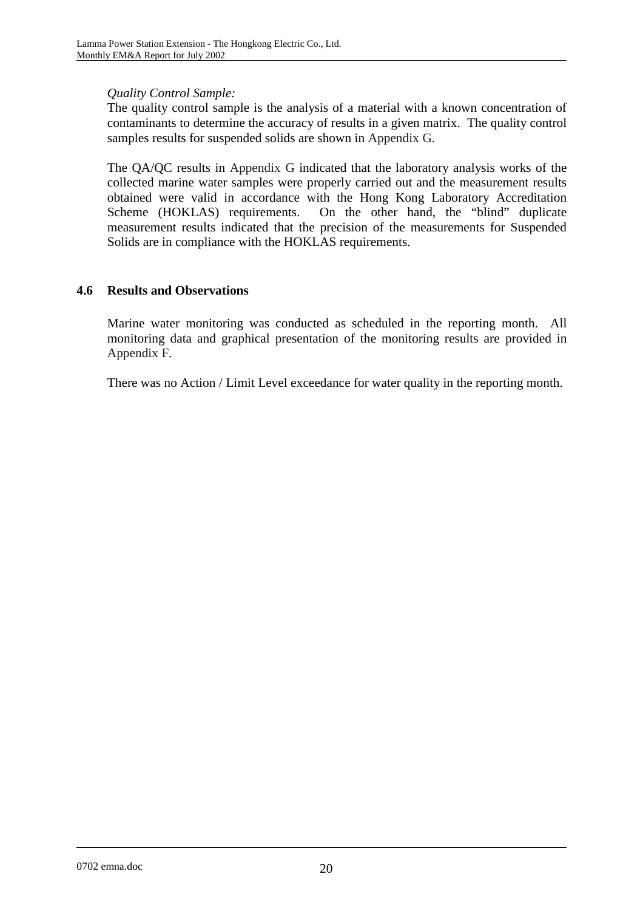*Quality Control Sample:*

The quality control sample is the analysis of a material with a known concentration of contaminants to determine the accuracy of results in a given matrix. The quality control samples results for suspended solids are shown in Appendix G.

The QA/QC results in Appendix G indicated that the laboratory analysis works of the collected marine water samples were properly carried out and the measurement results obtained were valid in accordance with the Hong Kong Laboratory Accreditation Scheme (HOKLAS) requirements. On the other hand, the "blind" duplicate measurement results indicated that the precision of the measurements for Suspended Solids are in compliance with the HOKLAS requirements.

## 4.6 Results and Observations

Marine water monitoring was conducted as scheduled in the reporting month. All monitoring data and graphical presentation of the monitoring results are provided in Appendix F.

There was no Action / Limit Level exceedance for water quality in the reporting month.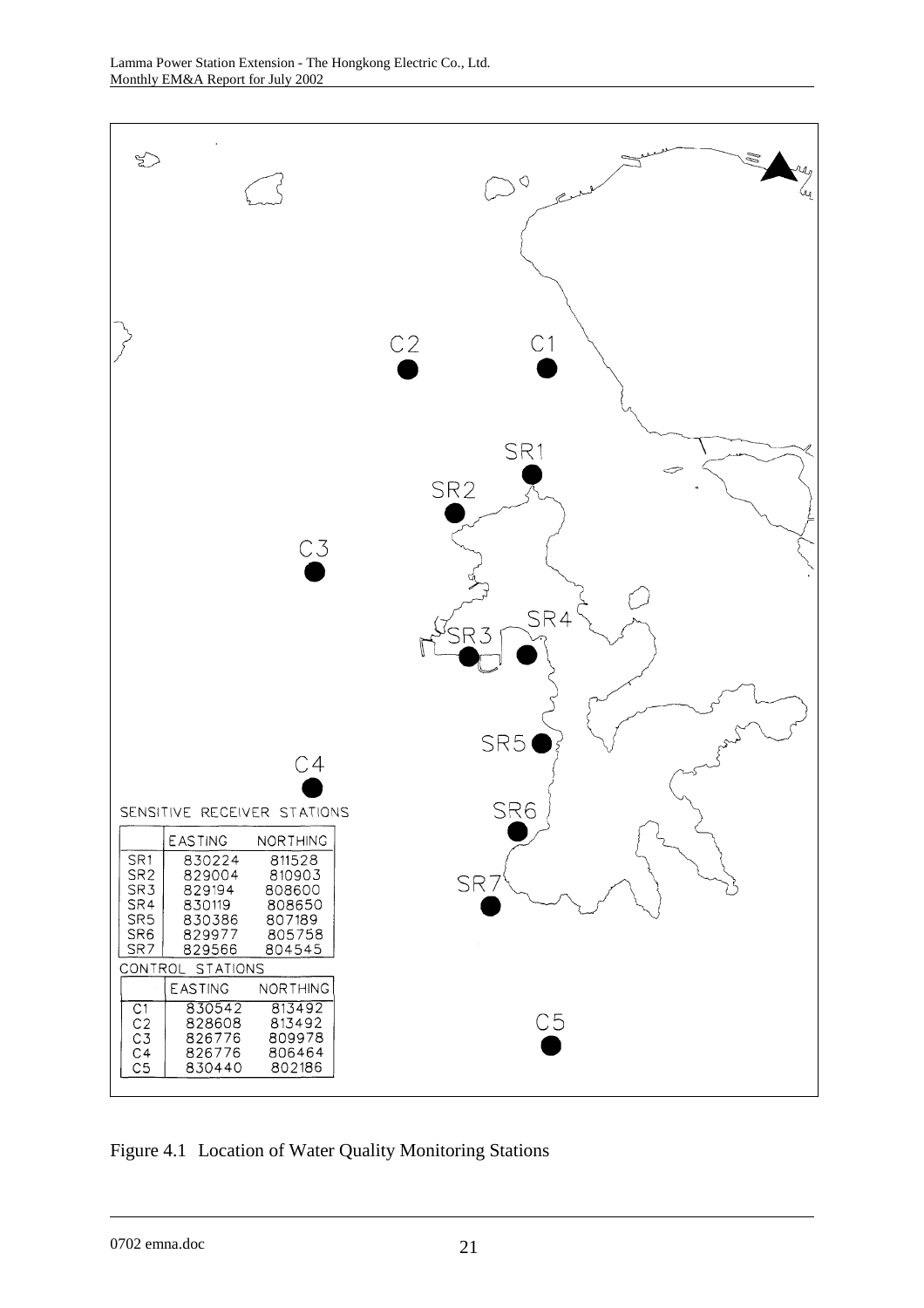SENSITIVE RECEIVER STATIONS

| | EASTING | NORTHING |
|---|---|---|
| SR1 | 830224 | 811528 |
| SR2 | 829004 | 810903 |
| SR3 | 829194 | 808600 |
| SR4 | 830119 | 808650 |
| SR5 | 830386 | 807189 |
| SR6 | 829977 | 805758 |
| SR7 | 829566 | 804545 |

CONTROL STATIONS

| | EASTING | NORTHING |
|---|---|---|
| C1 | 830542 | 813492 |
| C2 | 828608 | 813492 |
| C3 | 826776 | 809978 |
| C4 | 826776 | 806464 |
| C5 | 830440 | 802186 |

Figure 4.1 Location of Water Quality Monitoring Stations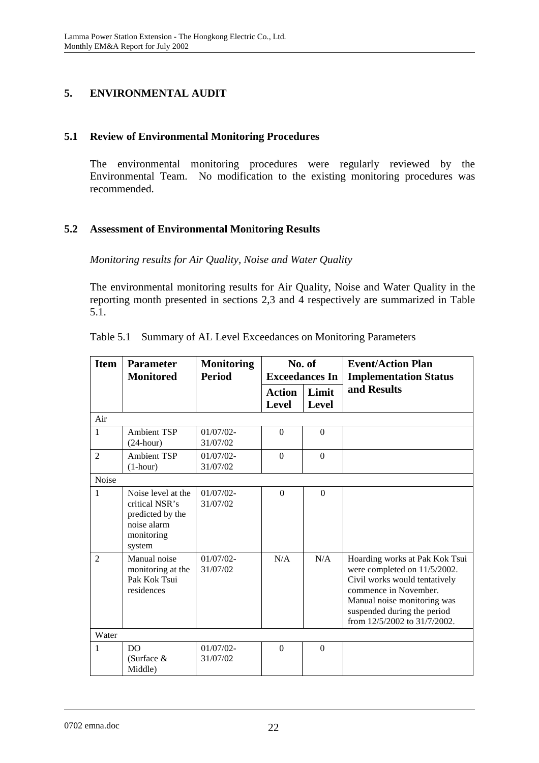## 5. ENVIRONMENTAL AUDIT

### 5.1 Review of Environmental Monitoring Procedures

The environmental monitoring procedures were regularly reviewed by the Environmental Team. No modification to the existing monitoring procedures was recommended.

### 5.2 Assessment of Environmental Monitoring Results

*Monitoring results for Air Quality, Noise and Water Quality*

The environmental monitoring results for Air Quality, Noise and Water Quality in the reporting month presented in sections 2,3 and 4 respectively are summarized in Table 5.1.

Table 5.1 Summary of AL Level Exceedances on Monitoring Parameters

| Item | Parameter Monitored | Monitoring Period | No. of Exceedances In | | Event/Action Plan Implementation Status and Results |
|---|---|---|---|---|---|
| | | | Action Level | Limit Level | |
| Air | | | | | |
| 1 | Ambient TSP (24-hour) | 01/07/02-31/07/02 | 0 | 0 | |
| 2 | Ambient TSP (1-hour) | 01/07/02-31/07/02 | 0 | 0 | |
| Noise | | | | | |
| 1 | Noise level at the critical NSR's predicted by the noise alarm monitoring system | 01/07/02-31/07/02 | 0 | 0 | |
| 2 | Manual noise monitoring at the Pak Kok Tsui residences | 01/07/02-31/07/02 | N/A | N/A | Hoarding works at Pak Kok Tsui were completed on 11/5/2002. Civil works would tentatively commence in November. Manual noise monitoring was suspended during the period from 12/5/2002 to 31/7/2002. |
| Water | | | | | |
| 1 | DO (Surface & Middle) | 01/07/02-31/07/02 | 0 | 0 | |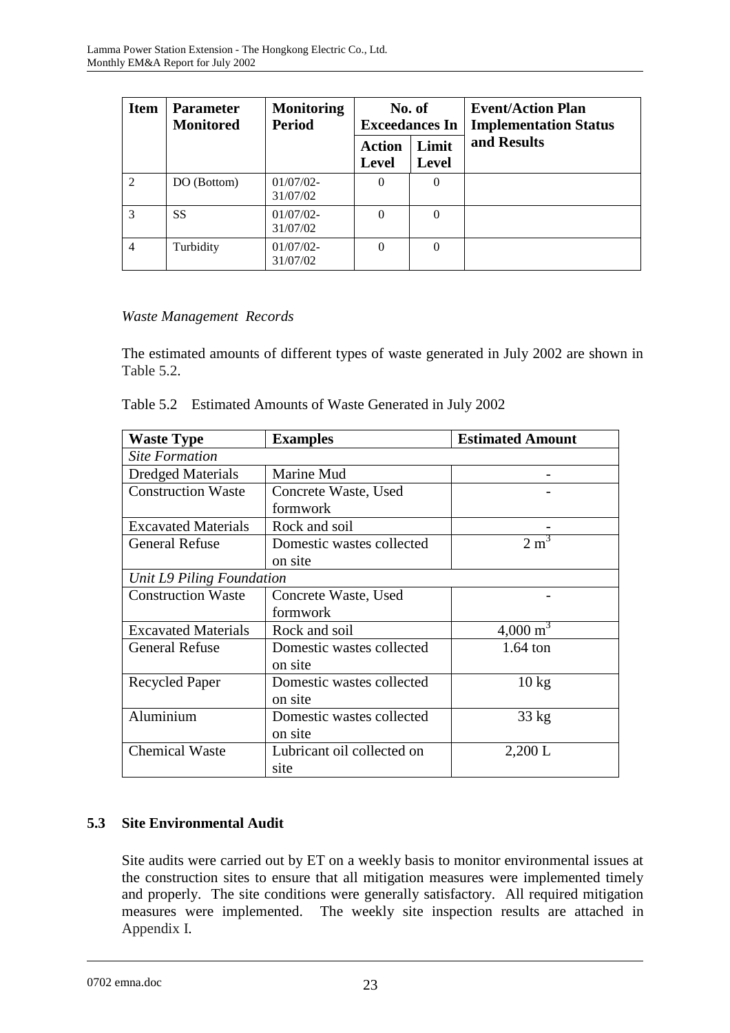| Item | Parameter Monitored | Monitoring Period | No. of Exceedances In | | Event/Action Plan Implementation Status and Results |
|---|---|---|---|---|---|
| | | | Action Level | Limit Level | |
| 2 | DO (Bottom) | 01/07/02-31/07/02 | 0 | 0 | |
| 3 | SS | 01/07/02-31/07/02 | 0 | 0 | |
| 4 | Turbidity | 01/07/02-31/07/02 | 0 | 0 | |

*Waste Management Records*

The estimated amounts of different types of waste generated in July 2002 are shown in Table 5.2.

Table 5.2 Estimated Amounts of Waste Generated in July 2002

| Waste Type | Examples | Estimated Amount |
|---|---|---|
| *Site Formation* | | |
| Dredged Materials | Marine Mud | - |
| Construction Waste | Concrete Waste, Used formwork | - |
| Excavated Materials | Rock and soil | - |
| General Refuse | Domestic wastes collected on site | 2 $m^3$ |
| *Unit L9 Piling Foundation* | | |
| Construction Waste | Concrete Waste, Used formwork | - |
| Excavated Materials | Rock and soil | 4,000 $m^3$ |
| General Refuse | Domestic wastes collected on site | 1.64 ton |
| Recycled Paper | Domestic wastes collected on site | 10 kg |
| Aluminium | Domestic wastes collected on site | 33 kg |
| Chemical Waste | Lubricant oil collected on site | 2,200 L |

### 5.3 Site Environmental Audit

Site audits were carried out by ET on a weekly basis to monitor environmental issues at the construction sites to ensure that all mitigation measures were implemented timely and properly. The site conditions were generally satisfactory. All required mitigation measures were implemented. The weekly site inspection results are attached in Appendix I.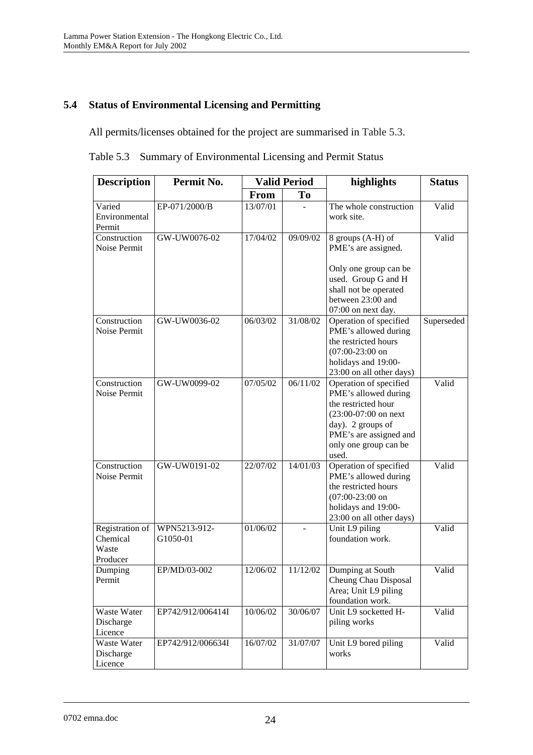## 5.4 Status of Environmental Licensing and Permitting

All permits/licenses obtained for the project are summarised in Table 5.3.

Table 5.3 Summary of Environmental Licensing and Permit Status

| Description | Permit No. | Valid Period | | highlights | Status |
|---|---|---|---|---|---|
| | | From | To | | |
| Varied Environmental Permit | EP-071/2000/B | 13/07/01 | - | The whole construction work site. | Valid |
| Construction Noise Permit | GW-UW0076-02 | 17/04/02 | 09/09/02 | 8 groups (A-H) of PME's are assigned.<br><br>Only one group can be used. Group G and H shall not be operated between 23:00 and 07:00 on next day. | Valid |
| Construction Noise Permit | GW-UW0036-02 | 06/03/02 | 31/08/02 | Operation of specified PME's allowed during the restricted hours (07:00-23:00 on holidays and 19:00-23:00 on all other days) | Superseded |
| Construction Noise Permit | GW-UW0099-02 | 07/05/02 | 06/11/02 | Operation of specified PME's allowed during the restricted hour (23:00-07:00 on next day). 2 groups of PME's are assigned and only one group can be used. | Valid |
| Construction Noise Permit | GW-UW0191-02 | 22/07/02 | 14/01/03 | Operation of specified PME's allowed during the restricted hours (07:00-23:00 on holidays and 19:00-23:00 on all other days) | Valid |
| Registration of Chemical Waste Producer | WPN5213-912-G1050-01 | 01/06/02 | - | Unit L9 piling foundation work. | Valid |
| Dumping Permit | EP/MD/03-002 | 12/06/02 | 11/12/02 | Dumping at South Cheung Chau Disposal Area; Unit L9 piling foundation work. | Valid |
| Waste Water Discharge Licence | EP742/912/006414I | 10/06/02 | 30/06/07 | Unit L9 socketted H-piling works | Valid |
| Waste Water Discharge Licence | EP742/912/006634I | 16/07/02 | 31/07/07 | Unit L9 bored piling works | Valid |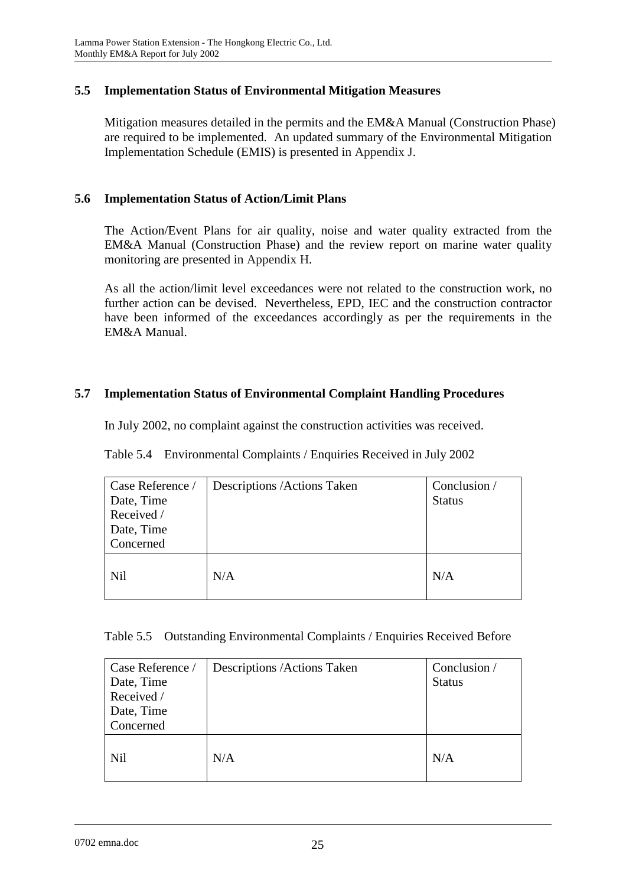### 5.5 Implementation Status of Environmental Mitigation Measures

Mitigation measures detailed in the permits and the EM&A Manual (Construction Phase) are required to be implemented. An updated summary of the Environmental Mitigation Implementation Schedule (EMIS) is presented in Appendix J.

### 5.6 Implementation Status of Action/Limit Plans

The Action/Event Plans for air quality, noise and water quality extracted from the EM&A Manual (Construction Phase) and the review report on marine water quality monitoring are presented in Appendix H.

As all the action/limit level exceedances were not related to the construction work, no further action can be devised. Nevertheless, EPD, IEC and the construction contractor have been informed of the exceedances accordingly as per the requirements in the EM&A Manual.

### 5.7 Implementation Status of Environmental Complaint Handling Procedures

In July 2002, no complaint against the construction activities was received.

Table 5.4 Environmental Complaints / Enquiries Received in July 2002

| Case Reference / Date, Time Received / Date, Time Concerned | Descriptions /Actions Taken | Conclusion / Status |
|---|---|---|
| Nil | N/A | N/A |

Table 5.5 Outstanding Environmental Complaints / Enquiries Received Before

| Case Reference / Date, Time Received / Date, Time Concerned | Descriptions /Actions Taken | Conclusion / Status |
|---|---|---|
| Nil | N/A | N/A |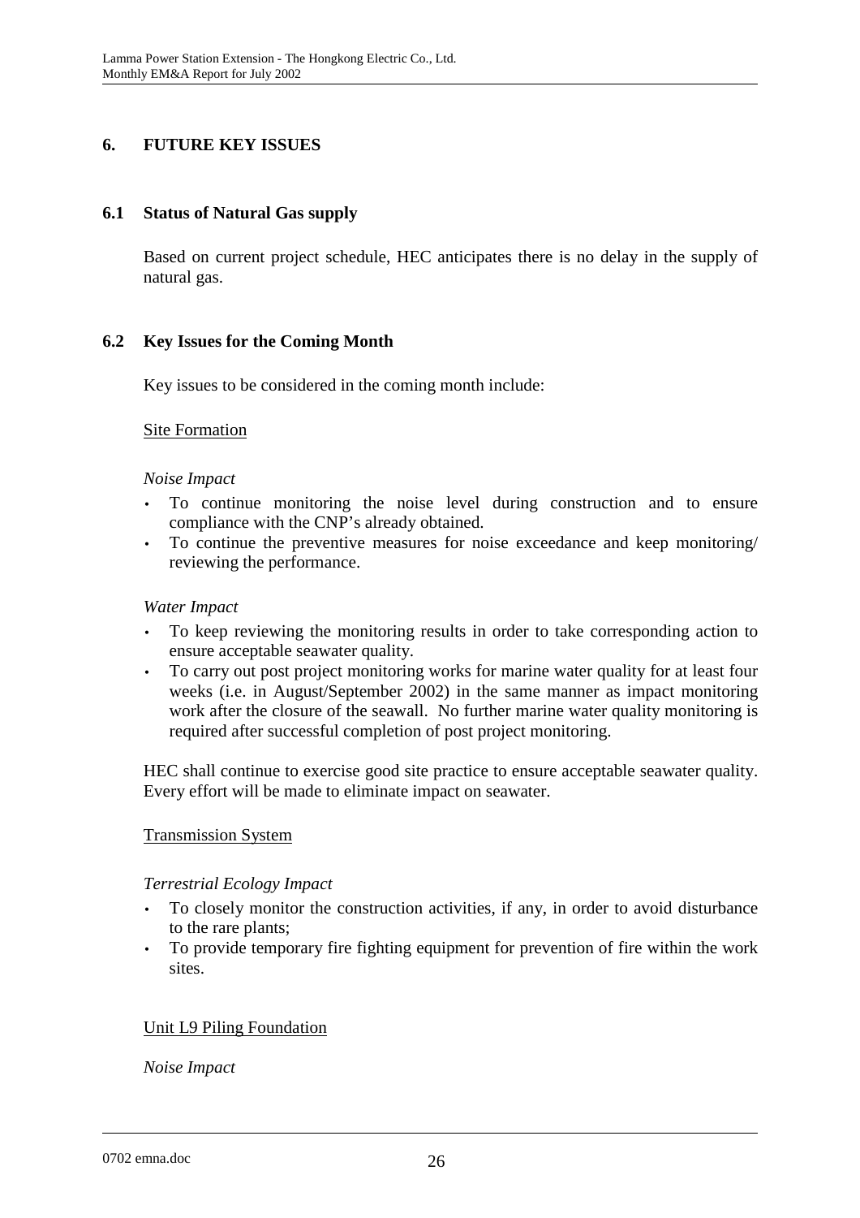# 6. FUTURE KEY ISSUES

## 6.1 Status of Natural Gas supply

Based on current project schedule, HEC anticipates there is no delay in the supply of natural gas.

## 6.2 Key Issues for the Coming Month

Key issues to be considered in the coming month include:

<u>Site Formation</u>

*Noise Impact*

- To continue monitoring the noise level during construction and to ensure compliance with the CNP's already obtained.
- To continue the preventive measures for noise exceedance and keep monitoring/ reviewing the performance.

*Water Impact*

- To keep reviewing the monitoring results in order to take corresponding action to ensure acceptable seawater quality.
- To carry out post project monitoring works for marine water quality for at least four weeks (i.e. in August/September 2002) in the same manner as impact monitoring work after the closure of the seawall. No further marine water quality monitoring is required after successful completion of post project monitoring.

HEC shall continue to exercise good site practice to ensure acceptable seawater quality. Every effort will be made to eliminate impact on seawater.

<u>Transmission System</u>

*Terrestrial Ecology Impact*

- To closely monitor the construction activities, if any, in order to avoid disturbance to the rare plants;
- To provide temporary fire fighting equipment for prevention of fire within the work sites.

<u>Unit L9 Piling Foundation</u>

*Noise Impact*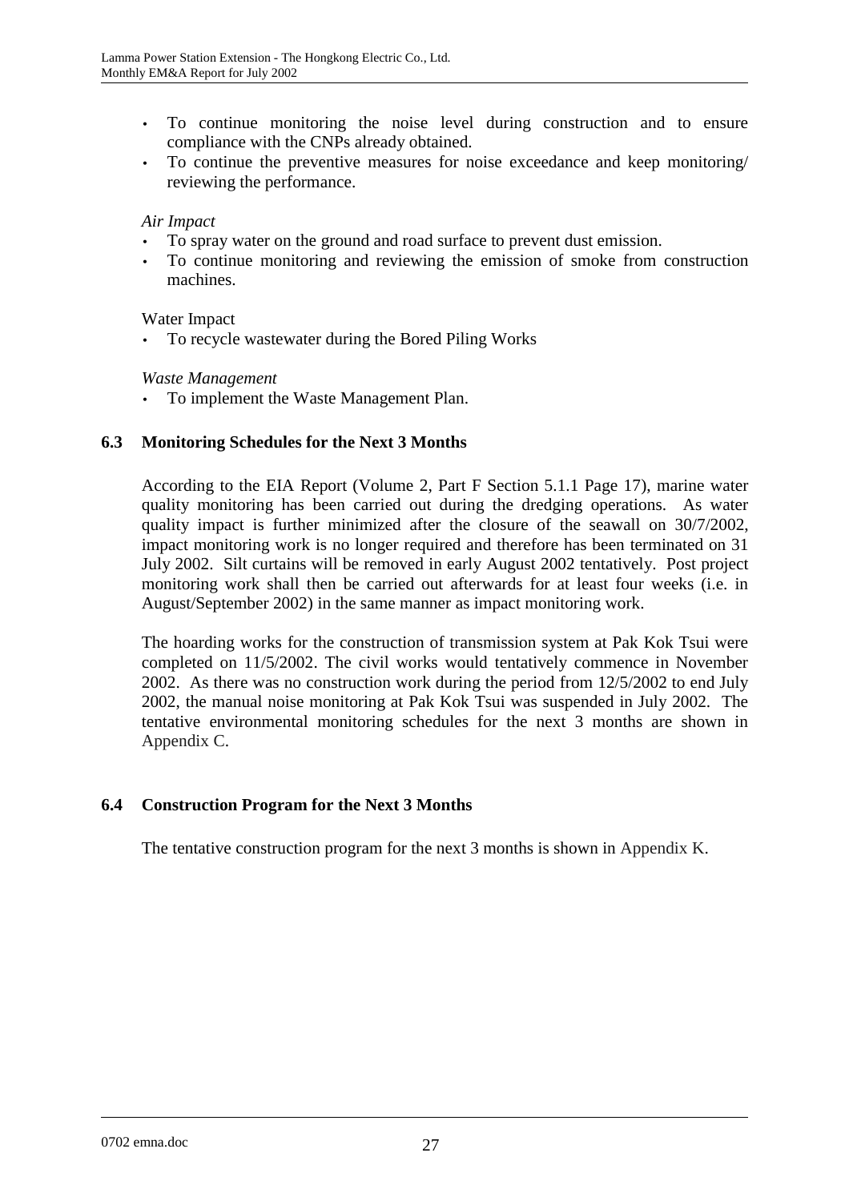- To continue monitoring the noise level during construction and to ensure compliance with the CNPs already obtained.
- To continue the preventive measures for noise exceedance and keep monitoring/ reviewing the performance.

*Air Impact*

- To spray water on the ground and road surface to prevent dust emission.
- To continue monitoring and reviewing the emission of smoke from construction machines.

Water Impact

- To recycle wastewater during the Bored Piling Works

*Waste Management*

- To implement the Waste Management Plan.

### 6.3 Monitoring Schedules for the Next 3 Months

According to the EIA Report (Volume 2, Part F Section 5.1.1 Page 17), marine water quality monitoring has been carried out during the dredging operations. As water quality impact is further minimized after the closure of the seawall on 30/7/2002, impact monitoring work is no longer required and therefore has been terminated on 31 July 2002. Silt curtains will be removed in early August 2002 tentatively. Post project monitoring work shall then be carried out afterwards for at least four weeks (i.e. in August/September 2002) in the same manner as impact monitoring work.

The hoarding works for the construction of transmission system at Pak Kok Tsui were completed on 11/5/2002. The civil works would tentatively commence in November 2002. As there was no construction work during the period from 12/5/2002 to end July 2002, the manual noise monitoring at Pak Kok Tsui was suspended in July 2002. The tentative environmental monitoring schedules for the next 3 months are shown in Appendix C.

### 6.4 Construction Program for the Next 3 Months

The tentative construction program for the next 3 months is shown in Appendix K.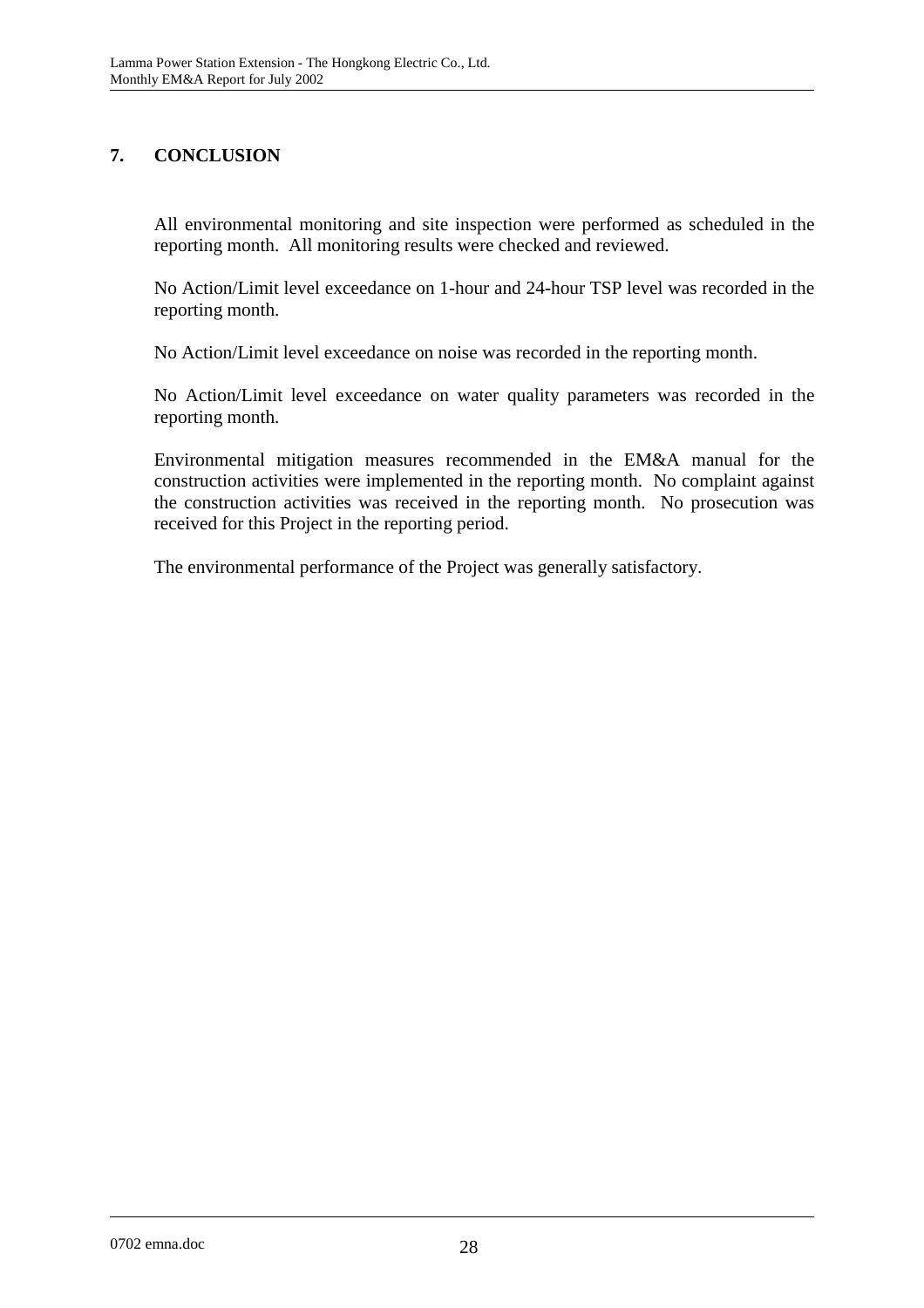## 7. CONCLUSION

All environmental monitoring and site inspection were performed as scheduled in the reporting month. All monitoring results were checked and reviewed.

No Action/Limit level exceedance on 1-hour and 24-hour TSP level was recorded in the reporting month.

No Action/Limit level exceedance on noise was recorded in the reporting month.

No Action/Limit level exceedance on water quality parameters was recorded in the reporting month.

Environmental mitigation measures recommended in the EM&A manual for the construction activities were implemented in the reporting month. No complaint against the construction activities was received in the reporting month. No prosecution was received for this Project in the reporting period.

The environmental performance of the Project was generally satisfactory.